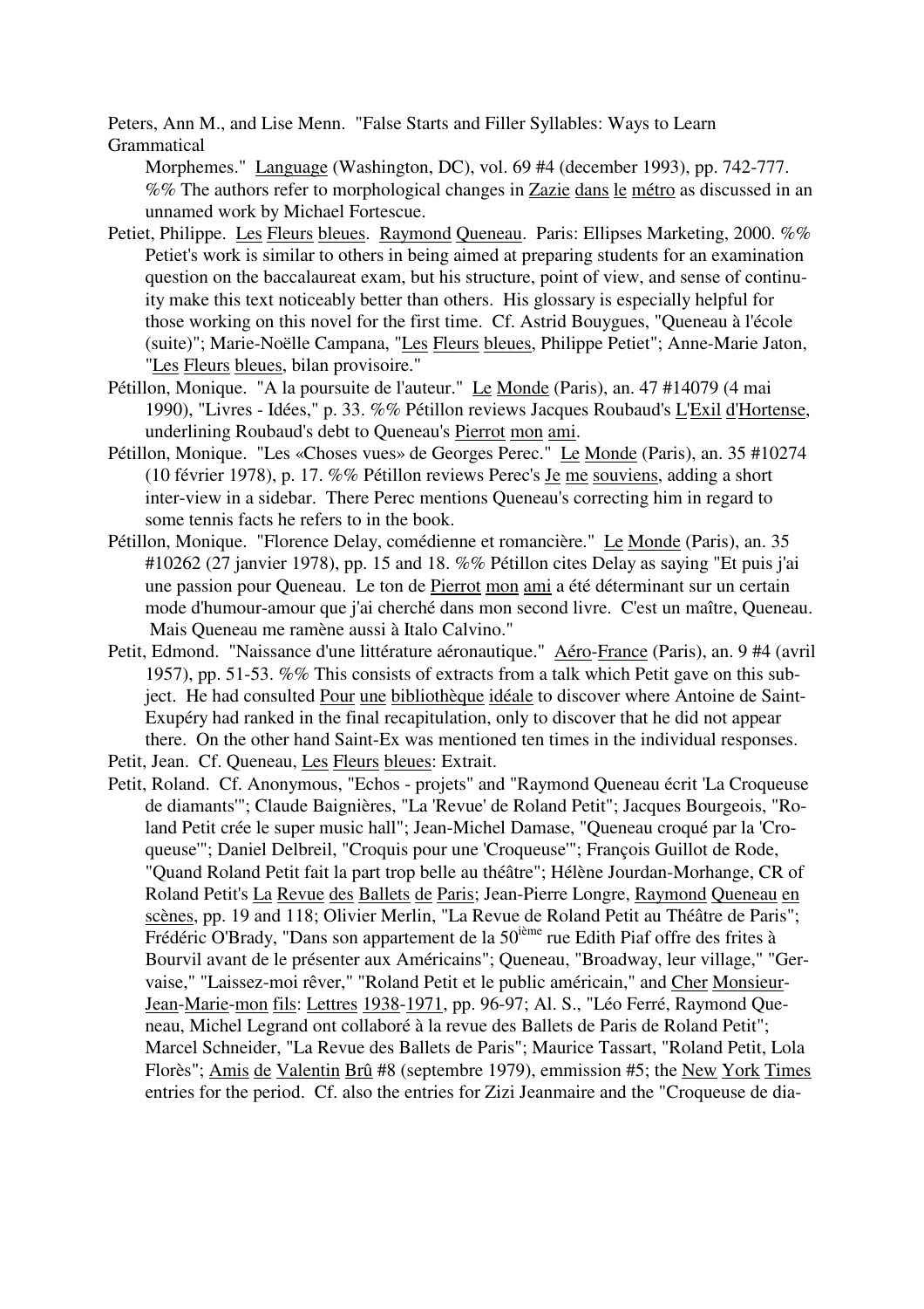Peters, Ann M., and Lise Menn. "False Starts and Filler Syllables: Ways to Learn Grammatical Morphemes." Language (Washington, DC), vol. 69 #4 (december 1993), pp. 742-777. %% The authors refer to morphological changes in Zazie dans le métro as discussed in an unnamed work by Michael Fortescue.

Petiet, Philippe. Les Fleurs bleues. Raymond Queneau. Paris: Ellipses Marketing, 2000. %% Petiet's work is similar to others in being aimed at preparing students for an examination question on the baccalaureat exam, but his structure, point of view, and sense of continuity make this text noticeably better than others. His glossary is especially helpful for those working on this novel for the first time. Cf. Astrid Bouygues, "Queneau à l'école (suite)"; Marie-Noëlle Campana, "Les Fleurs bleues, Philippe Petiet"; Anne-Marie Jaton, "Les Fleurs bleues, bilan provisoire."

Pétillon, Monique. "A la poursuite de l'auteur." Le Monde (Paris), an. 47 #14079 (4 mai 1990), "Livres - Idées," p. 33. %% Pétillon reviews Jacques Roubaud's L'Exil d'Hortense, underlining Roubaud's debt to Queneau's Pierrot mon ami.

Pétillon, Monique. "Les «Choses vues» de Georges Perec." Le Monde (Paris), an. 35 #10274 (10 février 1978), p. 17. %% Pétillon reviews Perec's Je me souviens, adding a short inter-view in a sidebar. There Perec mentions Queneau's correcting him in regard to some tennis facts he refers to in the book.

Pétillon, Monique. "Florence Delay, comédienne et romancière." Le Monde (Paris), an. 35 #10262 (27 janvier 1978), pp. 15 and 18. %% Pétillon cites Delay as saying "Et puis j'ai une passion pour Queneau. Le ton de Pierrot mon ami a été déterminant sur un certain mode d'humour-amour que j'ai cherché dans mon second livre. C'est un maître, Queneau. Mais Queneau me ramène aussi à Italo Calvino."

Petit, Edmond. "Naissance d'une littérature aéronautique." Aéro-France (Paris), an. 9 #4 (avril 1957), pp. 51-53. %% This consists of extracts from a talk which Petit gave on this subject. He had consulted Pour une bibliothèque idéale to discover where Antoine de Saint-Exupéry had ranked in the final recapitulation, only to discover that he did not appear there. On the other hand Saint-Ex was mentioned ten times in the individual responses.

Petit, Jean. Cf. Queneau, Les Fleurs bleues: Extrait.

Petit, Roland. Cf. Anonymous, "Echos - projets" and "Raymond Queneau écrit 'La Croqueuse de diamants'"; Claude Baignières, "La 'Revue' de Roland Petit"; Jacques Bourgeois, "Roland Petit crée le super music hall"; Jean-Michel Damase, "Queneau croqué par la 'Croqueuse'"; Daniel Delbreil, "Croquis pour une 'Croqueuse'"; François Guillot de Rode, "Quand Roland Petit fait la part trop belle au théâtre"; Hélène Jourdan-Morhange, CR of Roland Petit's La Revue des Ballets de Paris; Jean-Pierre Longre, Raymond Queneau en scènes, pp. 19 and 118; Olivier Merlin, "La Revue de Roland Petit au Théâtre de Paris"; Frédéric O'Brady, "Dans son appartement de la 50ième rue Edith Piaf offre des frites à Bourvil avant de le présenter aux Américains"; Queneau, "Broadway, leur village," "Gervaise," "Laissez-moi rêver," "Roland Petit et le public américain," and Cher Monsieur-Jean-Marie-mon fils: Lettres 1938-1971, pp. 96-97; Al. S., "Léo Ferré, Raymond Queneau, Michel Legrand ont collaboré à la revue des Ballets de Paris de Roland Petit"; Marcel Schneider, "La Revue des Ballets de Paris"; Maurice Tassart, "Roland Petit, Lola Florès"; Amis de Valentin Brû #8 (septembre 1979), emmission #5; the New York Times entries for the period. Cf. also the entries for Zizi Jeanmaire and the "Croqueuse de dia-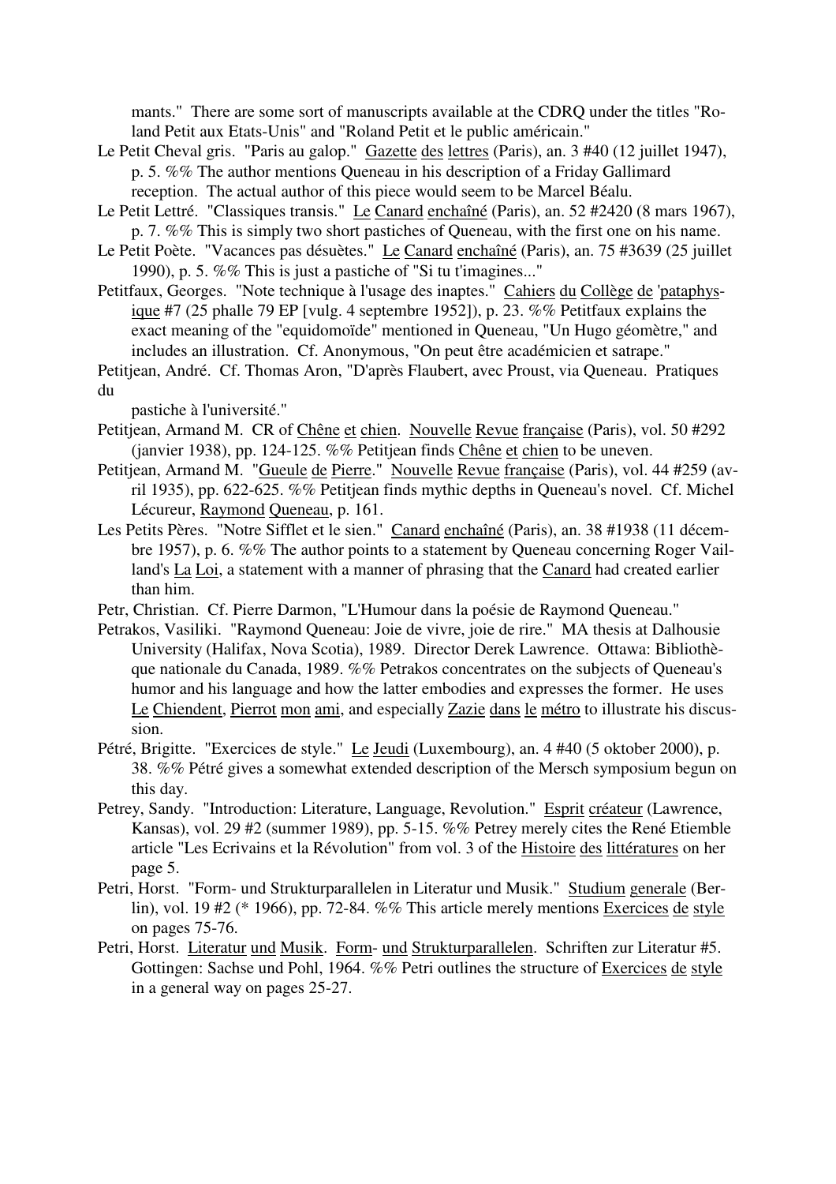mants." There are some sort of manuscripts available at the CDRQ under the titles "Roland Petit aux Etats-Unis" and "Roland Petit et le public américain."

Le Petit Cheval gris. "Paris au galop." Gazette des lettres (Paris), an. 3 #40 (12 juillet 1947), p. 5. %% The author mentions Queneau in his description of a Friday Gallimard reception. The actual author of this piece would seem to be Marcel Béalu.

Le Petit Lettré. "Classiques transis." Le Canard enchaîné (Paris), an. 52 #2420 (8 mars 1967), p. 7. %% This is simply two short pastiches of Queneau, with the first one on his name.

Le Petit Poète. "Vacances pas désuètes." Le Canard enchaîné (Paris), an. 75 #3639 (25 juillet 1990), p. 5. %% This is just a pastiche of "Si tu t'imagines..."

Petitfaux, Georges. "Note technique à l'usage des inaptes." Cahiers du Collège de 'pataphysique #7 (25 phalle 79 EP [vulg. 4 septembre 1952]), p. 23. %% Petitfaux explains the exact meaning of the "equidomoïde" mentioned in Queneau, "Un Hugo géomètre," and includes an illustration. Cf. Anonymous, "On peut être académicien et satrape."

Petitjean, André. Cf. Thomas Aron, "D'après Flaubert, avec Proust, via Queneau. Pratiques du pastiche à l'université."

Petitjean, Armand M. CR of Chêne et chien. Nouvelle Revue française (Paris), vol. 50 #292 (janvier 1938), pp. 124-125. %% Petitjean finds Chêne et chien to be uneven.

Petitjean, Armand M. "Gueule de Pierre." Nouvelle Revue française (Paris), vol. 44 #259 (avril 1935), pp. 622-625. %% Petitjean finds mythic depths in Queneau's novel. Cf. Michel Lécureur, Raymond Queneau, p. 161.

Les Petits Pères. "Notre Sifflet et le sien." Canard enchaîné (Paris), an. 38 #1938 (11 décembre 1957), p. 6. %% The author points to a statement by Queneau concerning Roger Vailland's La Loi, a statement with a manner of phrasing that the Canard had created earlier than him.

Petr, Christian. Cf. Pierre Darmon, "L'Humour dans la poésie de Raymond Queneau."

Petrakos, Vasiliki. "Raymond Queneau: Joie de vivre, joie de rire." MA thesis at Dalhousie University (Halifax, Nova Scotia), 1989. Director Derek Lawrence. Ottawa: Bibliothèque nationale du Canada, 1989. %% Petrakos concentrates on the subjects of Queneau's humor and his language and how the latter embodies and expresses the former. He uses Le Chiendent, Pierrot mon ami, and especially Zazie dans le métro to illustrate his discussion.

Pétré, Brigitte. "Exercices de style." Le Jeudi (Luxembourg), an. 4 #40 (5 oktober 2000), p. 38. %% Pétré gives a somewhat extended description of the Mersch symposium begun on this day.

Petrey, Sandy. "Introduction: Literature, Language, Revolution." Esprit créateur (Lawrence, Kansas), vol. 29 #2 (summer 1989), pp. 5-15. %% Petrey merely cites the René Etiemble article "Les Ecrivains et la Révolution" from vol. 3 of the Histoire des littératures on her page 5.

Petri, Horst. "Form- und Strukturparallelen in Literatur und Musik." Studium generale (Berlin), vol. 19 #2 (* 1966), pp. 72-84. %% This article merely mentions Exercices de style on pages 75-76.

Petri, Horst. Literatur und Musik. Form- und Strukturparallelen. Schriften zur Literatur #5. Gottingen: Sachse und Pohl, 1964. %% Petri outlines the structure of Exercices de style in a general way on pages 25-27.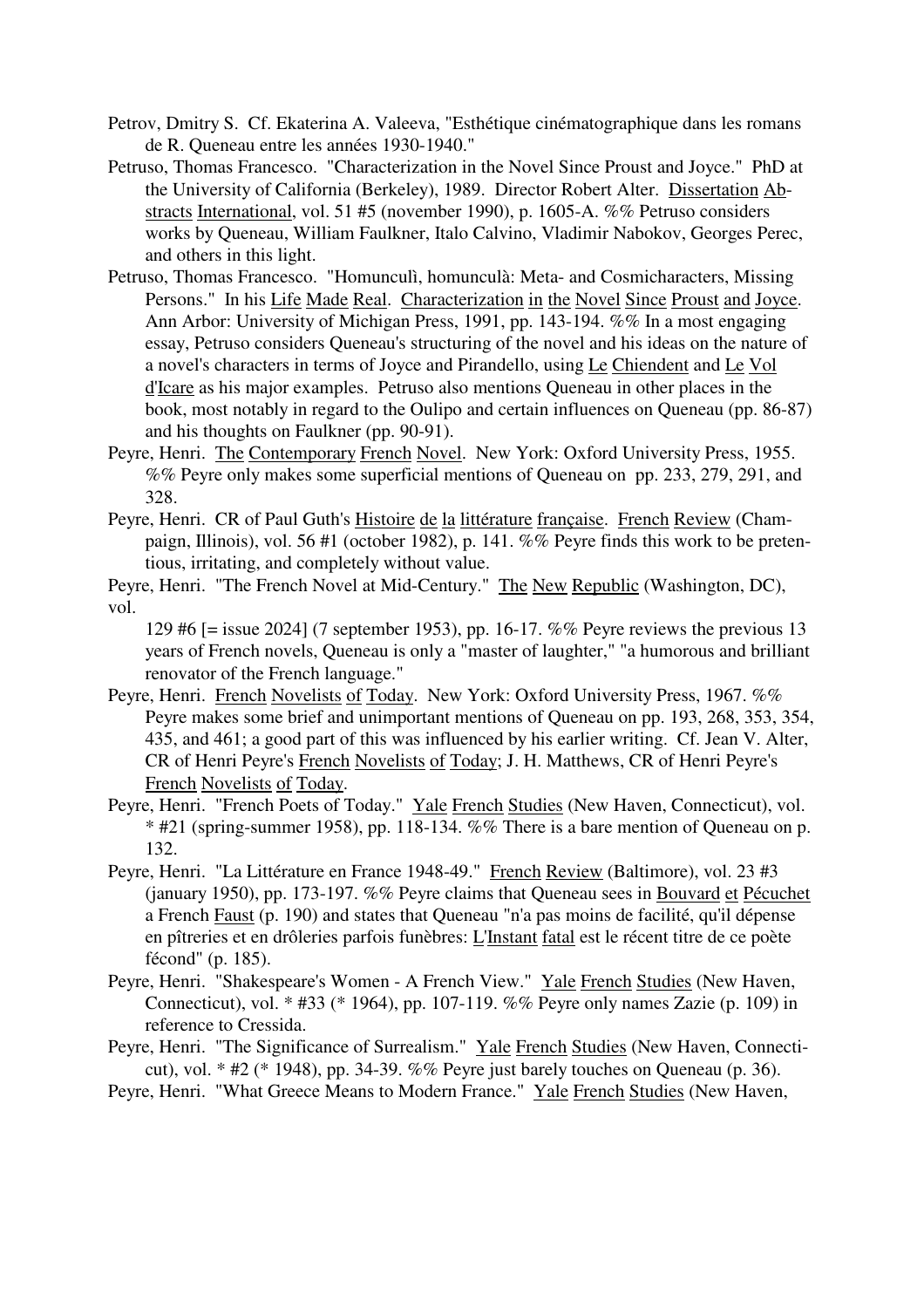Petrov, Dmitry S. Cf. Ekaterina A. Valeeva, "Esthétique cinématographique dans les romans de R. Queneau entre les années 1930-1940."

Petruso, Thomas Francesco. "Characterization in the Novel Since Proust and Joyce." PhD at the University of California (Berkeley), 1989. Director Robert Alter. Dissertation Abstracts International, vol. 51 #5 (november 1990), p. 1605-A. %% Petruso considers works by Queneau, William Faulkner, Italo Calvino, Vladimir Nabokov, Georges Perec, and others in this light.

Petruso, Thomas Francesco. "Homunculì, homunculà: Meta- and Cosmicharacters, Missing Persons." In his Life Made Real. Characterization in the Novel Since Proust and Joyce. Ann Arbor: University of Michigan Press, 1991, pp. 143-194. %% In a most engaging essay, Petruso considers Queneau's structuring of the novel and his ideas on the nature of a novel's characters in terms of Joyce and Pirandello, using Le Chiendent and Le Vol d'Icare as his major examples. Petruso also mentions Queneau in other places in the book, most notably in regard to the Oulipo and certain influences on Queneau (pp. 86-87) and his thoughts on Faulkner (pp. 90-91).

Peyre, Henri. The Contemporary French Novel. New York: Oxford University Press, 1955. %% Peyre only makes some superficial mentions of Queneau on pp. 233, 279, 291, and 328.

Peyre, Henri. CR of Paul Guth's Histoire de la littérature française. French Review (Champaign, Illinois), vol. 56 #1 (october 1982), p. 141. %% Peyre finds this work to be pretentious, irritating, and completely without value.

Peyre, Henri. "The French Novel at Mid-Century." The New Republic (Washington, DC), vol. 129 #6 [= issue 2024] (7 september 1953), pp. 16-17. %% Peyre reviews the previous 13 years of French novels, Queneau is only a "master of laughter," "a humorous and brilliant renovator of the French language."

Peyre, Henri. French Novelists of Today. New York: Oxford University Press, 1967. %% Peyre makes some brief and unimportant mentions of Queneau on pp. 193, 268, 353, 354, 435, and 461; a good part of this was influenced by his earlier writing. Cf. Jean V. Alter, CR of Henri Peyre's French Novelists of Today; J. H. Matthews, CR of Henri Peyre's French Novelists of Today.

Peyre, Henri. "French Poets of Today." Yale French Studies (New Haven, Connecticut), vol. * #21 (spring-summer 1958), pp. 118-134. %% There is a bare mention of Queneau on p. 132.

Peyre, Henri. "La Littérature en France 1948-49." French Review (Baltimore), vol. 23 #3 (january 1950), pp. 173-197. %% Peyre claims that Queneau sees in Bouvard et Pécuchet a French Faust (p. 190) and states that Queneau "n'a pas moins de facilité, qu'il dépense en pîtreries et en drôleries parfois funèbres: L'Instant fatal est le récent titre de ce poète fécond" (p. 185).

Peyre, Henri. "Shakespeare's Women - A French View." Yale French Studies (New Haven, Connecticut), vol. * #33 (* 1964), pp. 107-119. %% Peyre only names Zazie (p. 109) in reference to Cressida.

Peyre, Henri. "The Significance of Surrealism." Yale French Studies (New Haven, Connecticut), vol. * #2 (* 1948), pp. 34-39. %% Peyre just barely touches on Queneau (p. 36).

Peyre, Henri. "What Greece Means to Modern France." Yale French Studies (New Haven,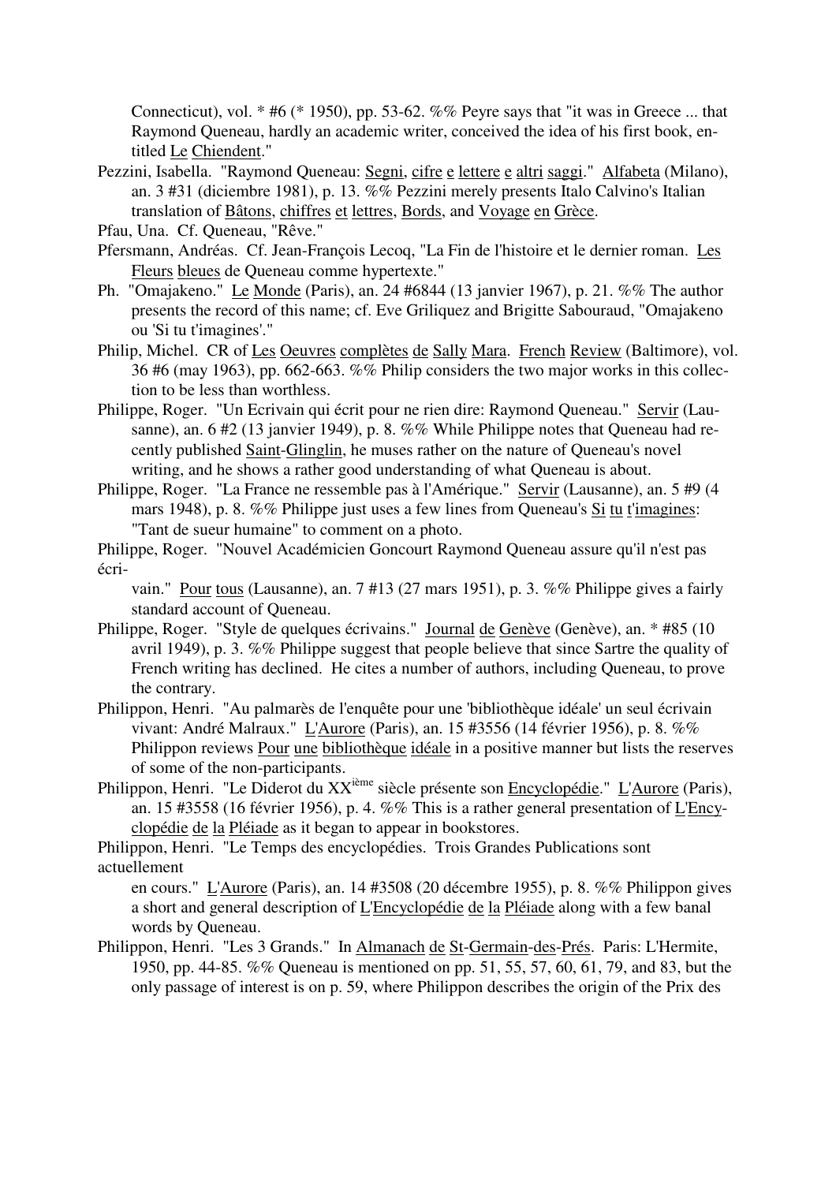Connecticut), vol. * #6 (* 1950), pp. 53-62. %% Peyre says that "it was in Greece ... that Raymond Queneau, hardly an academic writer, conceived the idea of his first book, entitled Le Chiendent."

Pezzini, Isabella. "Raymond Queneau: Segni, cifre e lettere e altri saggi." Alfabeta (Milano), an. 3 #31 (diciembre 1981), p. 13. %% Pezzini merely presents Italo Calvino's Italian translation of Bâtons, chiffres et lettres, Bords, and Voyage en Grèce.

Pfau, Una. Cf. Queneau, "Rêve."

Pfersmann, Andréas. Cf. Jean-François Lecoq, "La Fin de l'histoire et le dernier roman. Les Fleurs bleues de Queneau comme hypertexte."

Ph. "Omajakeno." Le Monde (Paris), an. 24 #6844 (13 janvier 1967), p. 21. %% The author presents the record of this name; cf. Eve Griliquez and Brigitte Sabouraud, "Omajakeno ou 'Si tu t'imagines'."

Philip, Michel. CR of Les Oeuvres complètes de Sally Mara. French Review (Baltimore), vol. 36 #6 (may 1963), pp. 662-663. %% Philip considers the two major works in this collection to be less than worthless.

Philippe, Roger. "Un Ecrivain qui écrit pour ne rien dire: Raymond Queneau." Servir (Lausanne), an. 6 #2 (13 janvier 1949), p. 8. %% While Philippe notes that Queneau had recently published Saint-Glinglin, he muses rather on the nature of Queneau's novel writing, and he shows a rather good understanding of what Queneau is about.

Philippe, Roger. "La France ne ressemble pas à l'Amérique." Servir (Lausanne), an. 5 #9 (4 mars 1948), p. 8. %% Philippe just uses a few lines from Queneau's Si tu t'imagines: "Tant de sueur humaine" to comment on a photo.

Philippe, Roger. "Nouvel Académicien Goncourt Raymond Queneau assure qu'il n'est pas écrivain." Pour tous (Lausanne), an. 7 #13 (27 mars 1951), p. 3. %% Philippe gives a fairly standard account of Queneau.

Philippe, Roger. "Style de quelques écrivains." Journal de Genève (Genève), an. * #85 (10 avril 1949), p. 3. %% Philippe suggest that people believe that since Sartre the quality of French writing has declined. He cites a number of authors, including Queneau, to prove the contrary.

Philippon, Henri. "Au palmarès de l'enquête pour une 'bibliothèque idéale' un seul écrivain vivant: André Malraux." L'Aurore (Paris), an. 15 #3556 (14 février 1956), p. 8. %% Philippon reviews Pour une bibliothèque idéale in a positive manner but lists the reserves of some of the non-participants.

Philippon, Henri. "Le Diderot du XX$^{\text{ième}}$ siècle présente son Encyclopédie." L'Aurore (Paris), an. 15 #3558 (16 février 1956), p. 4. %% This is a rather general presentation of L'Encyclopédie de la Pléiade as it began to appear in bookstores.

Philippon, Henri. "Le Temps des encyclopédies. Trois Grandes Publications sont actuellement en cours." L'Aurore (Paris), an. 14 #3508 (20 décembre 1955), p. 8. %% Philippon gives a short and general description of L'Encyclopédie de la Pléiade along with a few banal words by Queneau.

Philippon, Henri. "Les 3 Grands." In Almanach de St-Germain-des-Prés. Paris: L'Hermite, 1950, pp. 44-85. %% Queneau is mentioned on pp. 51, 55, 57, 60, 61, 79, and 83, but the only passage of interest is on p. 59, where Philippon describes the origin of the Prix des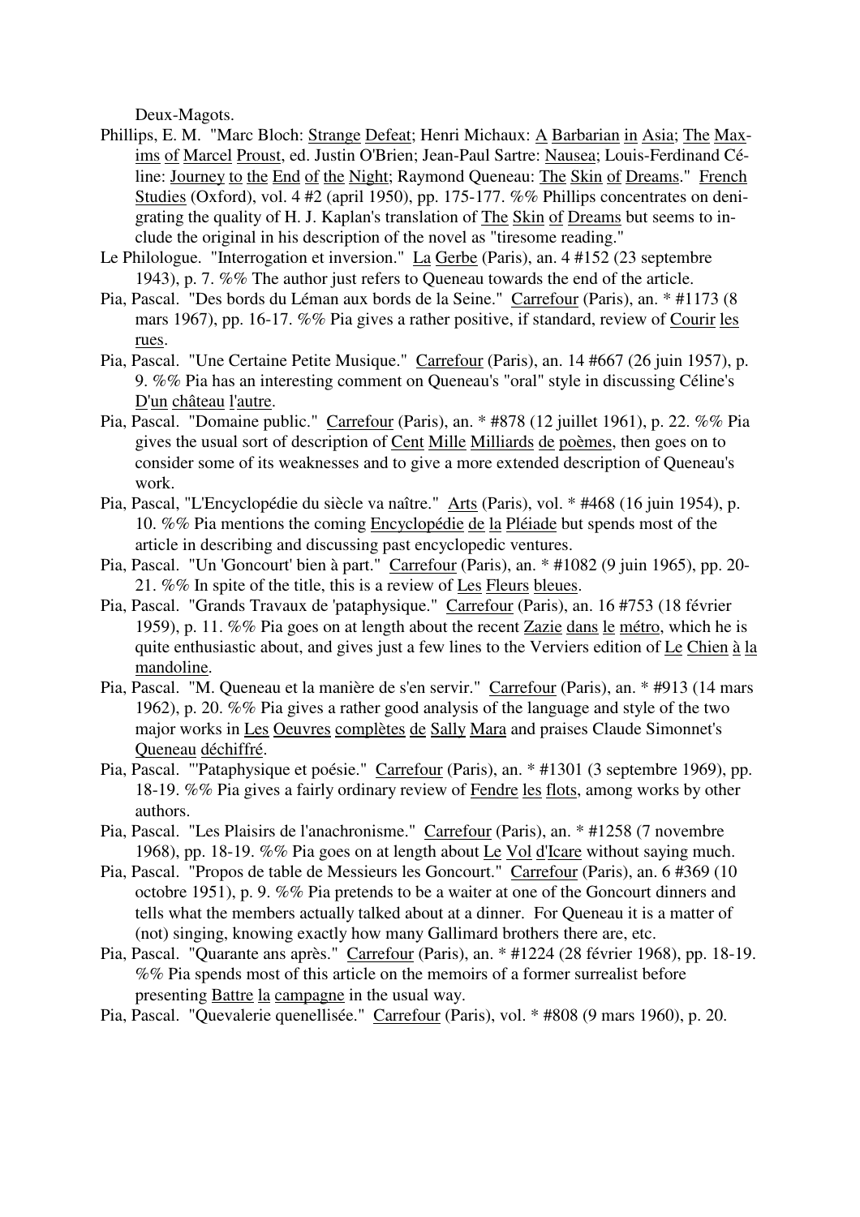Deux-Magots.

Phillips, E. M. "Marc Bloch: Strange Defeat; Henri Michaux: A Barbarian in Asia; The Maxims of Marcel Proust, ed. Justin O'Brien; Jean-Paul Sartre: Nausea; Louis-Ferdinand Céline: Journey to the End of the Night; Raymond Queneau: The Skin of Dreams." French Studies (Oxford), vol. 4 #2 (april 1950), pp. 175-177. %% Phillips concentrates on denigrating the quality of H. J. Kaplan's translation of The Skin of Dreams but seems to include the original in his description of the novel as "tiresome reading."

Le Philologue. "Interrogation et inversion." La Gerbe (Paris), an. 4 #152 (23 septembre 1943), p. 7. %% The author just refers to Queneau towards the end of the article.

Pia, Pascal. "Des bords du Léman aux bords de la Seine." Carrefour (Paris), an. * #1173 (8 mars 1967), pp. 16-17. %% Pia gives a rather positive, if standard, review of Courir les rues.

Pia, Pascal. "Une Certaine Petite Musique." Carrefour (Paris), an. 14 #667 (26 juin 1957), p. 9. %% Pia has an interesting comment on Queneau's "oral" style in discussing Céline's D'un château l'autre.

Pia, Pascal. "Domaine public." Carrefour (Paris), an. * #878 (12 juillet 1961), p. 22. %% Pia gives the usual sort of description of Cent Mille Milliards de poèmes, then goes on to consider some of its weaknesses and to give a more extended description of Queneau's work.

Pia, Pascal, "L'Encyclopédie du siècle va naître." Arts (Paris), vol. * #468 (16 juin 1954), p. 10. %% Pia mentions the coming Encyclopédie de la Pléiade but spends most of the article in describing and discussing past encyclopedic ventures.

Pia, Pascal. "Un 'Goncourt' bien à part." Carrefour (Paris), an. * #1082 (9 juin 1965), pp. 20-21. %% In spite of the title, this is a review of Les Fleurs bleues.

Pia, Pascal. "Grands Travaux de 'pataphysique." Carrefour (Paris), an. 16 #753 (18 février 1959), p. 11. %% Pia goes on at length about the recent Zazie dans le métro, which he is quite enthusiastic about, and gives just a few lines to the Verviers edition of Le Chien à la mandoline.

Pia, Pascal. "M. Queneau et la manière de s'en servir." Carrefour (Paris), an. * #913 (14 mars 1962), p. 20. %% Pia gives a rather good analysis of the language and style of the two major works in Les Oeuvres complètes de Sally Mara and praises Claude Simonnet's Queneau déchiffré.

Pia, Pascal. "'Pataphysique et poésie." Carrefour (Paris), an. * #1301 (3 septembre 1969), pp. 18-19. %% Pia gives a fairly ordinary review of Fendre les flots, among works by other authors.

Pia, Pascal. "Les Plaisirs de l'anachronisme." Carrefour (Paris), an. * #1258 (7 novembre 1968), pp. 18-19. %% Pia goes on at length about Le Vol d'Icare without saying much.

Pia, Pascal. "Propos de table de Messieurs les Goncourt." Carrefour (Paris), an. 6 #369 (10 octobre 1951), p. 9. %% Pia pretends to be a waiter at one of the Goncourt dinners and tells what the members actually talked about at a dinner. For Queneau it is a matter of (not) singing, knowing exactly how many Gallimard brothers there are, etc.

Pia, Pascal. "Quarante ans après." Carrefour (Paris), an. * #1224 (28 février 1968), pp. 18-19. %% Pia spends most of this article on the memoirs of a former surrealist before presenting Battre la campagne in the usual way.

Pia, Pascal. "Quevalerie quenellisée." Carrefour (Paris), vol. * #808 (9 mars 1960), p. 20.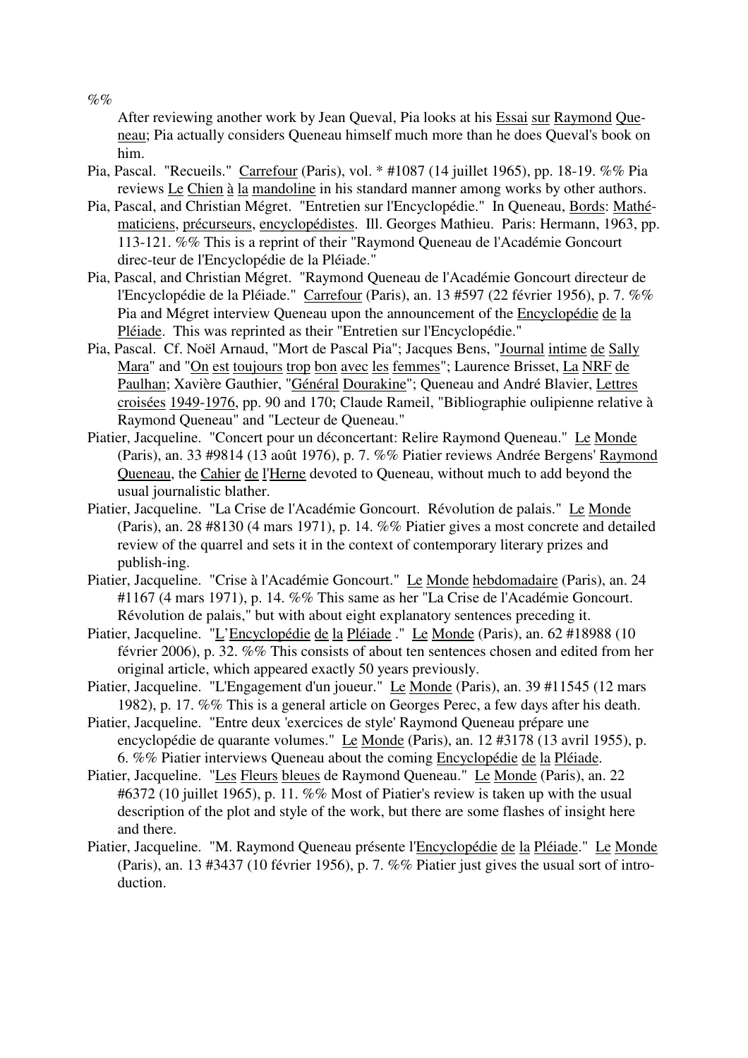%%

After reviewing another work by Jean Queval, Pia looks at his Essai sur Raymond Queneau; Pia actually considers Queneau himself much more than he does Queval's book on him.

Pia, Pascal. "Recueils." Carrefour (Paris), vol. * #1087 (14 juillet 1965), pp. 18-19. %% Pia reviews Le Chien à la mandoline in his standard manner among works by other authors.

Pia, Pascal, and Christian Mégret. "Entretien sur l'Encyclopédie." In Queneau, Bords: Mathématiciens, précurseurs, encyclopédistes. Ill. Georges Mathieu. Paris: Hermann, 1963, pp. 113-121. %% This is a reprint of their "Raymond Queneau de l'Académie Goncourt direc-teur de l'Encyclopédie de la Pléiade."

Pia, Pascal, and Christian Mégret. "Raymond Queneau de l'Académie Goncourt directeur de l'Encyclopédie de la Pléiade." Carrefour (Paris), an. 13 #597 (22 février 1956), p. 7. %% Pia and Mégret interview Queneau upon the announcement of the Encyclopédie de la Pléiade. This was reprinted as their "Entretien sur l'Encyclopédie."

Pia, Pascal. Cf. Noël Arnaud, "Mort de Pascal Pia"; Jacques Bens, "Journal intime de Sally Mara" and "On est toujours trop bon avec les femmes"; Laurence Brisset, La NRF de Paulhan; Xavière Gauthier, "Général Dourakine"; Queneau and André Blavier, Lettres croisées 1949-1976, pp. 90 and 170; Claude Rameil, "Bibliographie oulipienne relative à Raymond Queneau" and "Lecteur de Queneau."

Piatier, Jacqueline. "Concert pour un déconcertant: Relire Raymond Queneau." Le Monde (Paris), an. 33 #9814 (13 août 1976), p. 7. %% Piatier reviews Andrée Bergens' Raymond Queneau, the Cahier de l'Herne devoted to Queneau, without much to add beyond the usual journalistic blather.

Piatier, Jacqueline. "La Crise de l'Académie Goncourt. Révolution de palais." Le Monde (Paris), an. 28 #8130 (4 mars 1971), p. 14. %% Piatier gives a most concrete and detailed review of the quarrel and sets it in the context of contemporary literary prizes and publish-ing.

Piatier, Jacqueline. "Crise à l'Académie Goncourt." Le Monde hebdomadaire (Paris), an. 24 #1167 (4 mars 1971), p. 14. %% This same as her "La Crise de l'Académie Goncourt. Révolution de palais," but with about eight explanatory sentences preceding it.

Piatier, Jacqueline. "L'Encyclopédie de la Pléiade ." Le Monde (Paris), an. 62 #18988 (10 février 2006), p. 32. %% This consists of about ten sentences chosen and edited from her original article, which appeared exactly 50 years previously.

Piatier, Jacqueline. "L'Engagement d'un joueur." Le Monde (Paris), an. 39 #11545 (12 mars 1982), p. 17. %% This is a general article on Georges Perec, a few days after his death.

Piatier, Jacqueline. "Entre deux 'exercices de style' Raymond Queneau prépare une encyclopédie de quarante volumes." Le Monde (Paris), an. 12 #3178 (13 avril 1955), p. 6. %% Piatier interviews Queneau about the coming Encyclopédie de la Pléiade.

Piatier, Jacqueline. "Les Fleurs bleues de Raymond Queneau." Le Monde (Paris), an. 22 #6372 (10 juillet 1965), p. 11. %% Most of Piatier's review is taken up with the usual description of the plot and style of the work, but there are some flashes of insight here and there.

Piatier, Jacqueline. "M. Raymond Queneau présente l'Encyclopédie de la Pléiade." Le Monde (Paris), an. 13 #3437 (10 février 1956), p. 7. %% Piatier just gives the usual sort of intro-duction.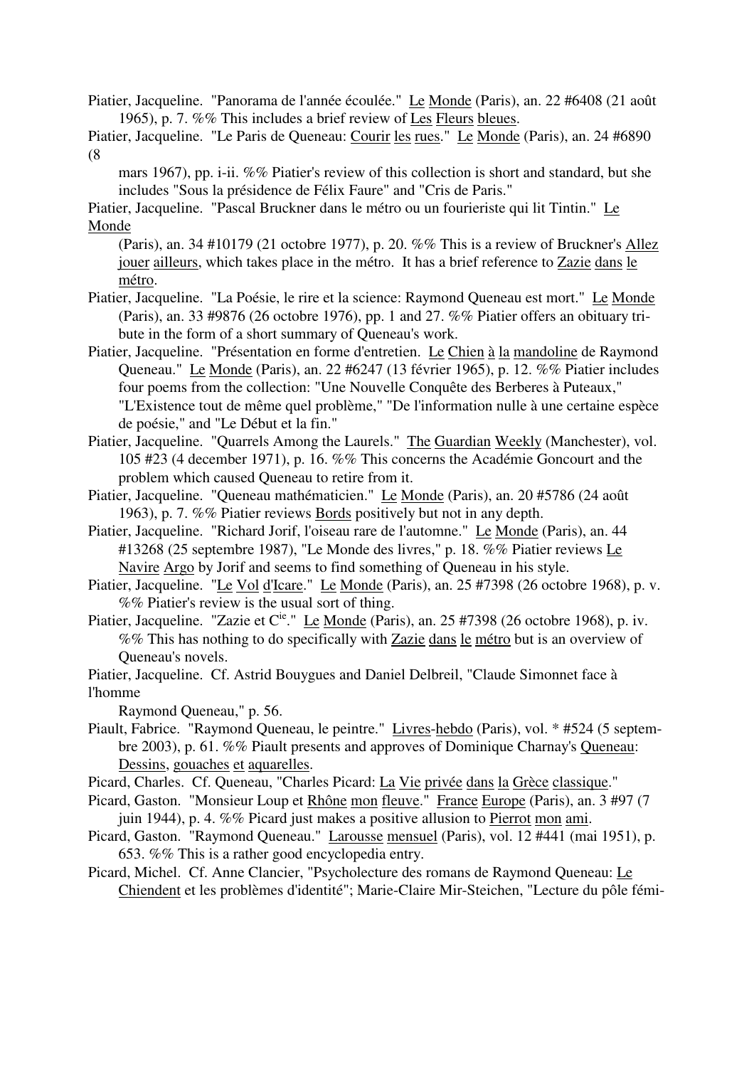Piatier, Jacqueline. "Panorama de l'année écoulée." Le Monde (Paris), an. 22 #6408 (21 août 1965), p. 7. %% This includes a brief review of Les Fleurs bleues.

Piatier, Jacqueline. "Le Paris de Queneau: Courir les rues." Le Monde (Paris), an. 24 #6890 (8 mars 1967), pp. i-ii. %% Piatier's review of this collection is short and standard, but she includes "Sous la présidence de Félix Faure" and "Cris de Paris."

Piatier, Jacqueline. "Pascal Bruckner dans le métro ou un fourieriste qui lit Tintin." Le Monde (Paris), an. 34 #10179 (21 octobre 1977), p. 20. %% This is a review of Bruckner's Allez jouer ailleurs, which takes place in the métro. It has a brief reference to Zazie dans le métro.

Piatier, Jacqueline. "La Poésie, le rire et la science: Raymond Queneau est mort." Le Monde (Paris), an. 33 #9876 (26 octobre 1976), pp. 1 and 27. %% Piatier offers an obituary tribute in the form of a short summary of Queneau's work.

Piatier, Jacqueline. "Présentation en forme d'entretien. Le Chien à la mandoline de Raymond Queneau." Le Monde (Paris), an. 22 #6247 (13 février 1965), p. 12. %% Piatier includes four poems from the collection: "Une Nouvelle Conquête des Berberes à Puteaux," "L'Existence tout de même quel problème," "De l'information nulle à une certaine espèce de poésie," and "Le Début et la fin."

Piatier, Jacqueline. "Quarrels Among the Laurels." The Guardian Weekly (Manchester), vol. 105 #23 (4 december 1971), p. 16. %% This concerns the Académie Goncourt and the problem which caused Queneau to retire from it.

Piatier, Jacqueline. "Queneau mathématicien." Le Monde (Paris), an. 20 #5786 (24 août 1963), p. 7. %% Piatier reviews Bords positively but not in any depth.

Piatier, Jacqueline. "Richard Jorif, l'oiseau rare de l'automne." Le Monde (Paris), an. 44 #13268 (25 septembre 1987), "Le Monde des livres," p. 18. %% Piatier reviews Le Navire Argo by Jorif and seems to find something of Queneau in his style.

Piatier, Jacqueline. "Le Vol d'Icare." Le Monde (Paris), an. 25 #7398 (26 octobre 1968), p. v. %% Piatier's review is the usual sort of thing.

Piatier, Jacqueline. "Zazie et C^ie^." Le Monde (Paris), an. 25 #7398 (26 octobre 1968), p. iv. %% This has nothing to do specifically with Zazie dans le métro but is an overview of Queneau's novels.

Piatier, Jacqueline. Cf. Astrid Bouygues and Daniel Delbreil, "Claude Simonnet face à l'homme Raymond Queneau," p. 56.

Piault, Fabrice. "Raymond Queneau, le peintre." Livres-hebdo (Paris), vol. * #524 (5 septembre 2003), p. 61. %% Piault presents and approves of Dominique Charnay's Queneau: Dessins, gouaches et aquarelles.

Picard, Charles. Cf. Queneau, "Charles Picard: La Vie privée dans la Grèce classique."

Picard, Gaston. "Monsieur Loup et Rhône mon fleuve." France Europe (Paris), an. 3 #97 (7 juin 1944), p. 4. %% Picard just makes a positive allusion to Pierrot mon ami.

Picard, Gaston. "Raymond Queneau." Larousse mensuel (Paris), vol. 12 #441 (mai 1951), p. 653. %% This is a rather good encyclopedia entry.

Picard, Michel. Cf. Anne Clancier, "Psycholecture des romans de Raymond Queneau: Le Chiendent et les problèmes d'identité"; Marie-Claire Mir-Steichen, "Lecture du pôle fémi-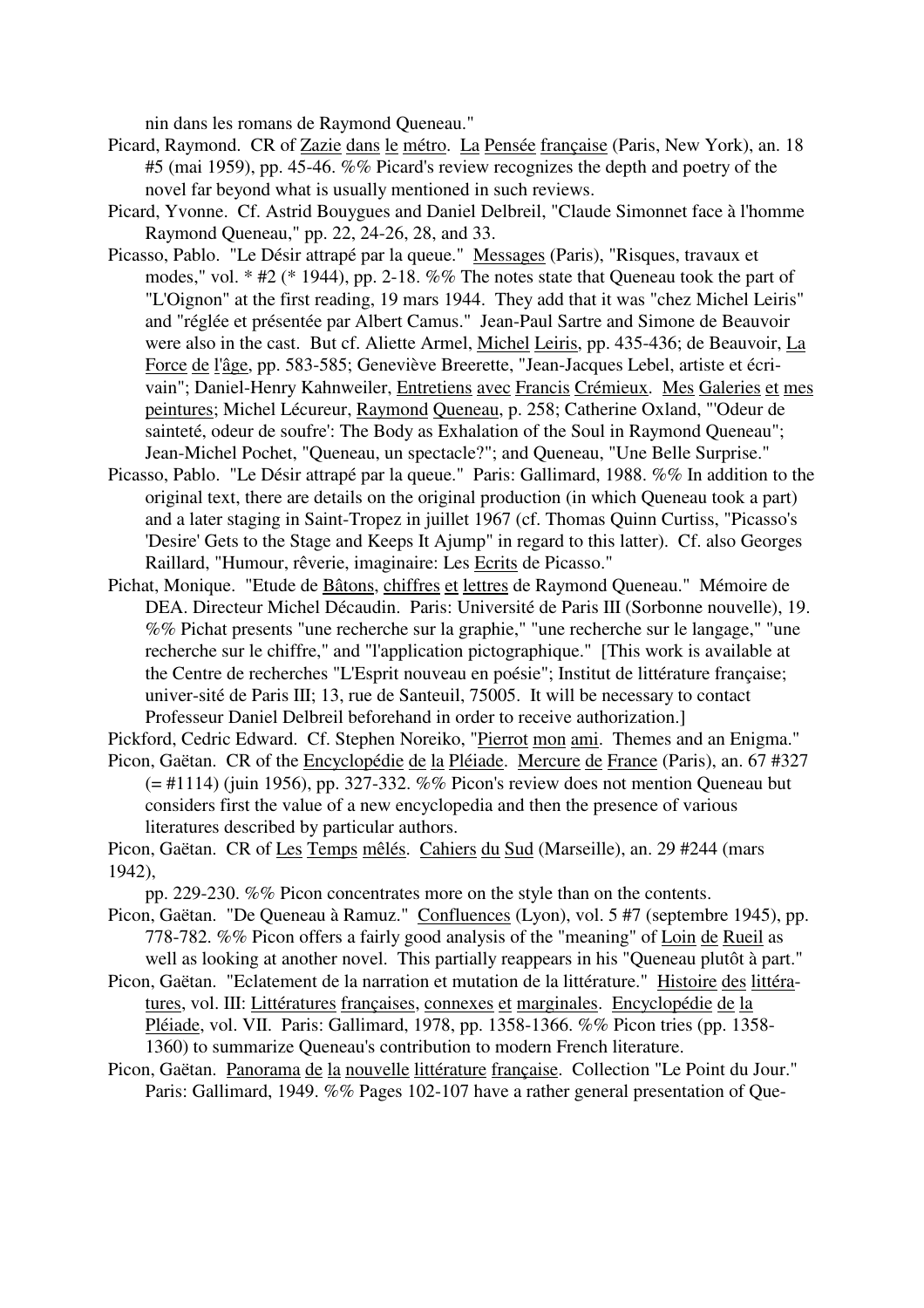nin dans les romans de Raymond Queneau."

Picard, Raymond. CR of <u>Zazie dans le métro</u>. <u>La Pensée française</u> (Paris, New York), an. 18 #5 (mai 1959), pp. 45-46. %% Picard's review recognizes the depth and poetry of the novel far beyond what is usually mentioned in such reviews.

Picard, Yvonne. Cf. Astrid Bouygues and Daniel Delbreil, "Claude Simonnet face à l'homme Raymond Queneau," pp. 22, 24-26, 28, and 33.

Picasso, Pablo. "Le Désir attrapé par la queue." <u>Messages</u> (Paris), "Risques, travaux et modes," vol. * #2 (* 1944), pp. 2-18. %% The notes state that Queneau took the part of "L'Oignon" at the first reading, 19 mars 1944. They add that it was "chez Michel Leiris" and "réglée et présentée par Albert Camus." Jean-Paul Sartre and Simone de Beauvoir were also in the cast. But cf. Aliette Armel, <u>Michel Leiris</u>, pp. 435-436; de Beauvoir, <u>La Force de l'âge</u>, pp. 583-585; Geneviève Breerette, "Jean-Jacques Lebel, artiste et écrivain"; Daniel-Henry Kahnweiler, <u>Entretiens avec Francis Crémieux</u>. <u>Mes Galeries et mes peintures</u>; Michel Lécureur, <u>Raymond Queneau</u>, p. 258; Catherine Oxland, "'Odeur de sainteté, odeur de soufre': The Body as Exhalation of the Soul in Raymond Queneau"; Jean-Michel Pochet, "Queneau, un spectacle?"; and Queneau, "Une Belle Surprise."

Picasso, Pablo. "Le Désir attrapé par la queue." Paris: Gallimard, 1988. %% In addition to the original text, there are details on the original production (in which Queneau took a part) and a later staging in Saint-Tropez in juillet 1967 (cf. Thomas Quinn Curtiss, "Picasso's 'Desire' Gets to the Stage and Keeps It Ajump" in regard to this latter). Cf. also Georges Raillard, "Humour, rêverie, imaginaire: Les <u>Ecrits</u> de Picasso."

Pichat, Monique. "Etude de <u>Bâtons, chiffres et lettres</u> de Raymond Queneau." Mémoire de DEA. Directeur Michel Décaudin. Paris: Université de Paris III (Sorbonne nouvelle), 19. %% Pichat presents "une recherche sur la graphie," "une recherche sur le langage," "une recherche sur le chiffre," and "l'application pictographique." [This work is available at the Centre de recherches "L'Esprit nouveau en poésie"; Institut de littérature française; univer-sité de Paris III; 13, rue de Santeuil, 75005. It will be necessary to contact Professeur Daniel Delbreil beforehand in order to receive authorization.]

Pickford, Cedric Edward. Cf. Stephen Noreiko, "<u>Pierrot mon ami</u>. Themes and an Enigma."

Picon, Gaëtan. CR of the <u>Encyclopédie de la Pléiade</u>. <u>Mercure de France</u> (Paris), an. 67 #327 (= #1114) (juin 1956), pp. 327-332. %% Picon's review does not mention Queneau but considers first the value of a new encyclopedia and then the presence of various literatures described by particular authors.

Picon, Gaëtan. CR of <u>Les Temps mêlés</u>. <u>Cahiers du Sud</u> (Marseille), an. 29 #244 (mars 1942), pp. 229-230. %% Picon concentrates more on the style than on the contents.

Picon, Gaëtan. "De Queneau à Ramuz." <u>Confluences</u> (Lyon), vol. 5 #7 (septembre 1945), pp. 778-782. %% Picon offers a fairly good analysis of the "meaning" of <u>Loin de Rueil</u> as well as looking at another novel. This partially reappears in his "Queneau plutôt à part."

Picon, Gaëtan. "Eclatement de la narration et mutation de la littérature." <u>Histoire des littératures</u>, vol. III: <u>Littératures françaises, connexes et marginales</u>. <u>Encyclopédie de la Pléiade</u>, vol. VII. Paris: Gallimard, 1978, pp. 1358-1366. %% Picon tries (pp. 1358-1360) to summarize Queneau's contribution to modern French literature.

Picon, Gaëtan. <u>Panorama de la nouvelle littérature française</u>. Collection "Le Point du Jour." Paris: Gallimard, 1949. %% Pages 102-107 have a rather general presentation of Que-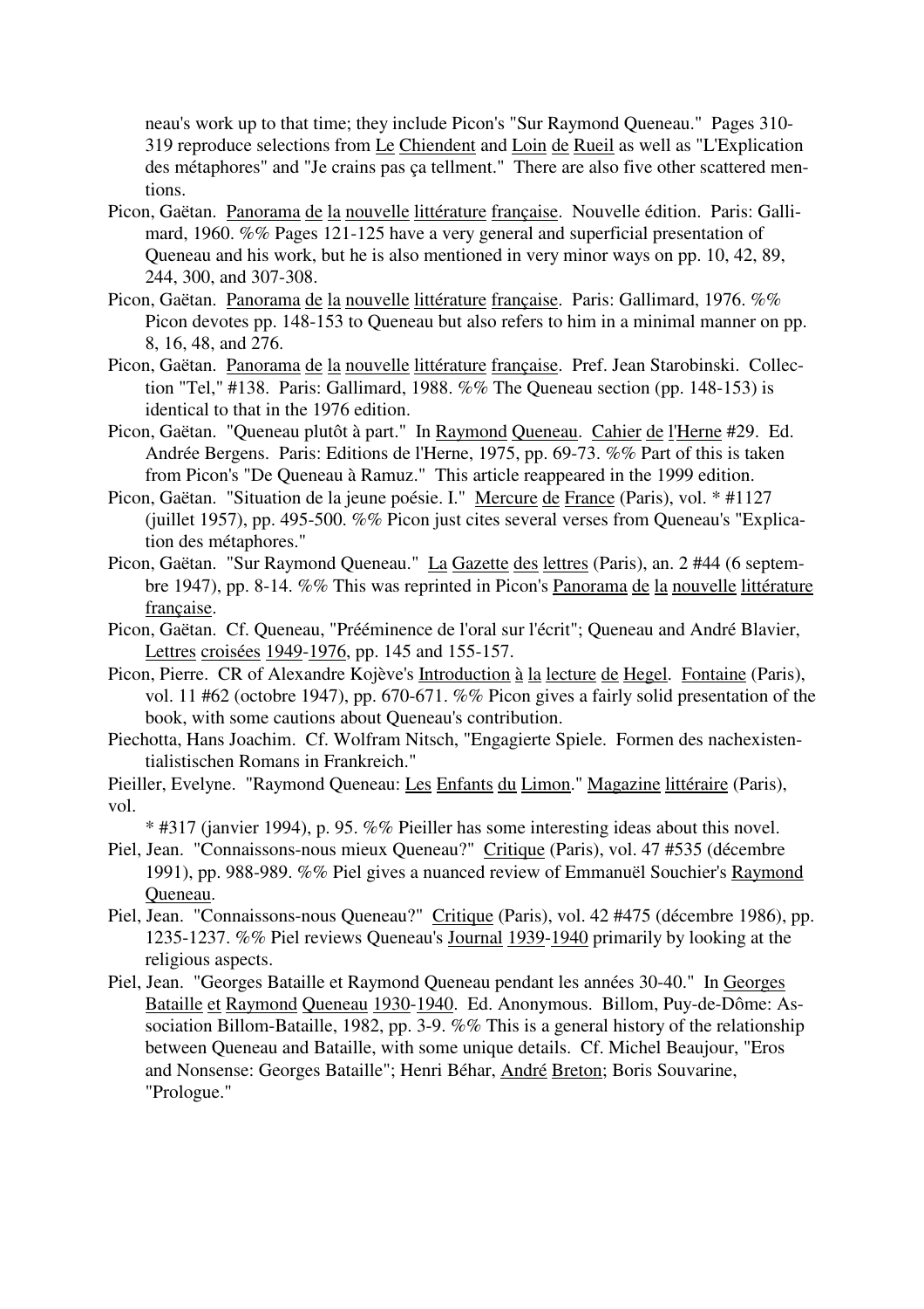neau's work up to that time; they include Picon's "Sur Raymond Queneau." Pages 310-319 reproduce selections from <u>Le</u> <u>Chiendent</u> and <u>Loin</u> <u>de</u> <u>Rueil</u> as well as "L'Explication des métaphores" and "Je crains pas ça tellment." There are also five other scattered mentions.

Picon, Gaëtan. <u>Panorama</u> <u>de</u> <u>la</u> <u>nouvelle</u> <u>littérature</u> <u>française</u>. Nouvelle édition. Paris: Gallimard, 1960. %% Pages 121-125 have a very general and superficial presentation of Queneau and his work, but he is also mentioned in very minor ways on pp. 10, 42, 89, 244, 300, and 307-308.

Picon, Gaëtan. <u>Panorama</u> <u>de</u> <u>la</u> <u>nouvelle</u> <u>littérature</u> <u>française</u>. Paris: Gallimard, 1976. %% Picon devotes pp. 148-153 to Queneau but also refers to him in a minimal manner on pp. 8, 16, 48, and 276.

Picon, Gaëtan. <u>Panorama</u> <u>de</u> <u>la</u> <u>nouvelle</u> <u>littérature</u> <u>française</u>. Pref. Jean Starobinski. Collection "Tel," #138. Paris: Gallimard, 1988. %% The Queneau section (pp. 148-153) is identical to that in the 1976 edition.

Picon, Gaëtan. "Queneau plutôt à part." In <u>Raymond</u> <u>Queneau</u>. <u>Cahier</u> <u>de</u> <u>l'Herne</u> #29. Ed. Andrée Bergens. Paris: Editions de l'Herne, 1975, pp. 69-73. %% Part of this is taken from Picon's "De Queneau à Ramuz." This article reappeared in the 1999 edition.

Picon, Gaëtan. "Situation de la jeune poésie. I." <u>Mercure</u> <u>de</u> <u>France</u> (Paris), vol. * #1127 (juillet 1957), pp. 495-500. %% Picon just cites several verses from Queneau's "Explication des métaphores."

Picon, Gaëtan. "Sur Raymond Queneau." <u>La</u> <u>Gazette</u> <u>des</u> <u>lettres</u> (Paris), an. 2 #44 (6 septembre 1947), pp. 8-14. %% This was reprinted in Picon's <u>Panorama</u> <u>de</u> <u>la</u> <u>nouvelle</u> <u>littérature</u> <u>française</u>.

Picon, Gaëtan. Cf. Queneau, "Prééminence de l'oral sur l'écrit"; Queneau and André Blavier, <u>Lettres</u> <u>croisées</u> <u>1949</u>-<u>1976</u>, pp. 145 and 155-157.

Picon, Pierre. CR of Alexandre Kojève's <u>Introduction</u> <u>à</u> <u>la</u> <u>lecture</u> <u>de</u> <u>Hegel</u>. <u>Fontaine</u> (Paris), vol. 11 #62 (octobre 1947), pp. 670-671. %% Picon gives a fairly solid presentation of the book, with some cautions about Queneau's contribution.

Piechotta, Hans Joachim. Cf. Wolfram Nitsch, "Engagierte Spiele. Formen des nachexistentialistischen Romans in Frankreich."

Pieiller, Evelyne. "Raymond Queneau: <u>Les</u> <u>Enfants</u> <u>du</u> <u>Limon</u>." <u>Magazine</u> <u>littéraire</u> (Paris), vol.
* #317 (janvier 1994), p. 95. %% Pieiller has some interesting ideas about this novel.

Piel, Jean. "Connaissons-nous mieux Queneau?" <u>Critique</u> (Paris), vol. 47 #535 (décembre 1991), pp. 988-989. %% Piel gives a nuanced review of Emmanuël Souchier's <u>Raymond</u> <u>Queneau</u>.

Piel, Jean. "Connaissons-nous Queneau?" <u>Critique</u> (Paris), vol. 42 #475 (décembre 1986), pp. 1235-1237. %% Piel reviews Queneau's <u>Journal</u> <u>1939</u>-<u>1940</u> primarily by looking at the religious aspects.

Piel, Jean. "Georges Bataille et Raymond Queneau pendant les années 30-40." In <u>Georges</u> <u>Bataille</u> <u>et</u> <u>Raymond</u> <u>Queneau</u> <u>1930</u>-<u>1940</u>. Ed. Anonymous. Billom, Puy-de-Dôme: Association Billom-Bataille, 1982, pp. 3-9. %% This is a general history of the relationship between Queneau and Bataille, with some unique details. Cf. Michel Beaujour, "Eros and Nonsense: Georges Bataille"; Henri Béhar, <u>André</u> <u>Breton</u>; Boris Souvarine, "Prologue."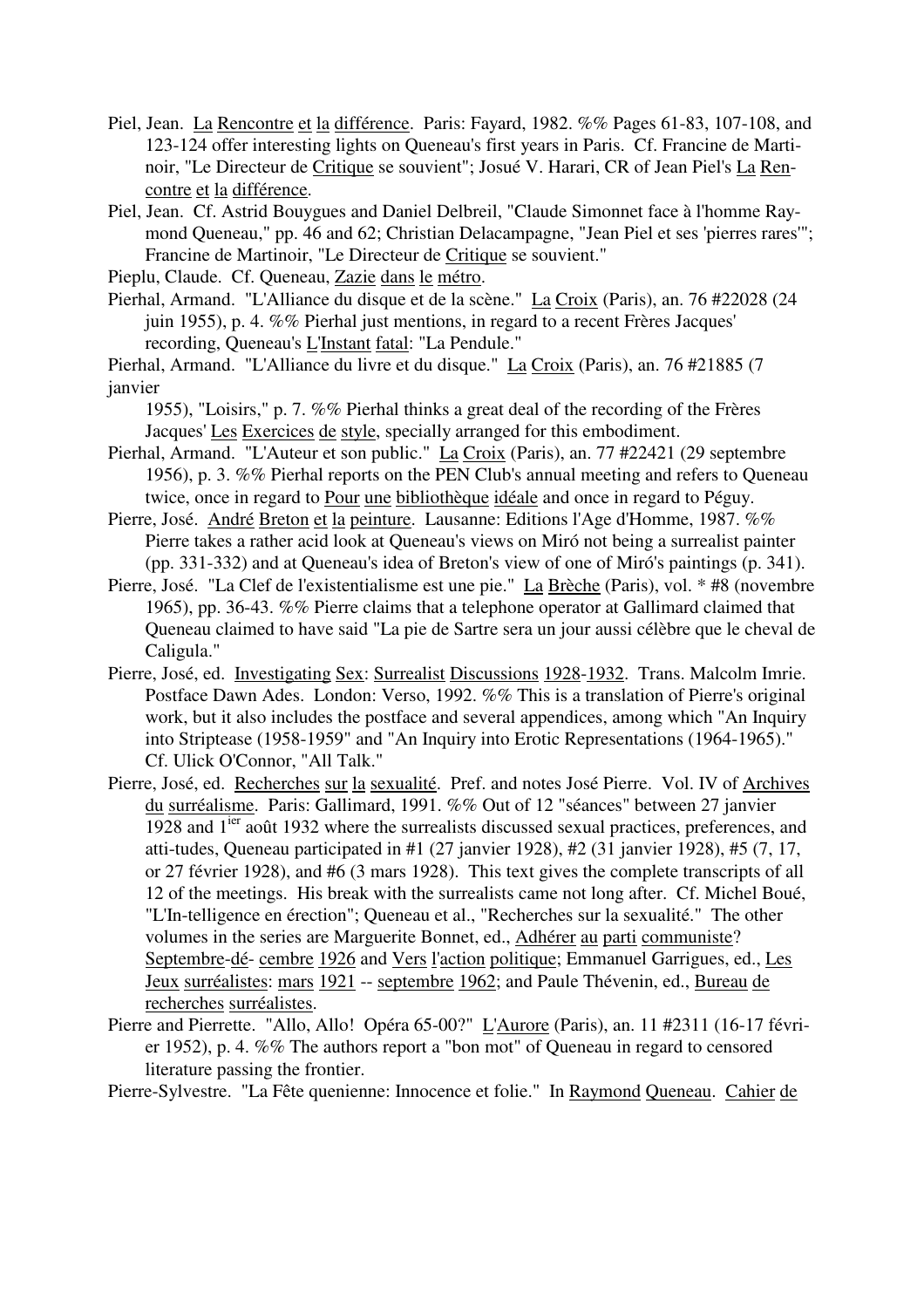Piel, Jean. La Rencontre et la différence. Paris: Fayard, 1982. %% Pages 61-83, 107-108, and 123-124 offer interesting lights on Queneau's first years in Paris. Cf. Francine de Martinoir, "Le Directeur de Critique se souvient"; Josué V. Harari, CR of Jean Piel's La Rencontre et la différence.

Piel, Jean. Cf. Astrid Bouygues and Daniel Delbreil, "Claude Simonnet face à l'homme Raymond Queneau," pp. 46 and 62; Christian Delacampagne, "Jean Piel et ses 'pierres rares'"; Francine de Martinoir, "Le Directeur de Critique se souvient."

Pieplu, Claude. Cf. Queneau, Zazie dans le métro.

Pierhal, Armand. "L'Alliance du disque et de la scène." La Croix (Paris), an. 76 #22028 (24 juin 1955), p. 4. %% Pierhal just mentions, in regard to a recent Frères Jacques' recording, Queneau's L'Instant fatal: "La Pendule."

Pierhal, Armand. "L'Alliance du livre et du disque." La Croix (Paris), an. 76 #21885 (7 janvier 1955), "Loisirs," p. 7. %% Pierhal thinks a great deal of the recording of the Frères Jacques' Les Exercices de style, specially arranged for this embodiment.

Pierhal, Armand. "L'Auteur et son public." La Croix (Paris), an. 77 #22421 (29 septembre 1956), p. 3. %% Pierhal reports on the PEN Club's annual meeting and refers to Queneau twice, once in regard to Pour une bibliothèque idéale and once in regard to Péguy.

Pierre, José. André Breton et la peinture. Lausanne: Editions l'Age d'Homme, 1987. %% Pierre takes a rather acid look at Queneau's views on Miró not being a surrealist painter (pp. 331-332) and at Queneau's idea of Breton's view of one of Miró's paintings (p. 341).

Pierre, José. "La Clef de l'existentialisme est une pie." La Brèche (Paris), vol. * #8 (novembre 1965), pp. 36-43. %% Pierre claims that a telephone operator at Gallimard claimed that Queneau claimed to have said "La pie de Sartre sera un jour aussi célèbre que le cheval de Caligula."

Pierre, José, ed. Investigating Sex: Surrealist Discussions 1928-1932. Trans. Malcolm Imrie. Postface Dawn Ades. London: Verso, 1992. %% This is a translation of Pierre's original work, but it also includes the postface and several appendices, among which "An Inquiry into Striptease (1958-1959" and "An Inquiry into Erotic Representations (1964-1965)." Cf. Ulick O'Connor, "All Talk."

Pierre, José, ed. Recherches sur la sexualité. Pref. and notes José Pierre. Vol. IV of Archives du surréalisme. Paris: Gallimard, 1991. %% Out of 12 "séances" between 27 janvier 1928 and 1[ier] août 1932 where the surrealists discussed sexual practices, preferences, and atti-tudes, Queneau participated in #1 (27 janvier 1928), #2 (31 janvier 1928), #5 (7, 17, or 27 février 1928), and #6 (3 mars 1928). This text gives the complete transcripts of all 12 of the meetings. His break with the surrealists came not long after. Cf. Michel Boué, "L'In-telligence en érection"; Queneau et al., "Recherches sur la sexualité." The other volumes in the series are Marguerite Bonnet, ed., Adhérer au parti communiste? Septembre-dé- cembre 1926 and Vers l'action politique; Emmanuel Garrigues, ed., Les Jeux surréalistes: mars 1921 -- septembre 1962; and Paule Thévenin, ed., Bureau de recherches surréalistes.

Pierre and Pierrette. "Allo, Allo! Opéra 65-00?" L'Aurore (Paris), an. 11 #2311 (16-17 février 1952), p. 4. %% The authors report a "bon mot" of Queneau in regard to censored literature passing the frontier.

Pierre-Sylvestre. "La Fête quenienne: Innocence et folie." In Raymond Queneau. Cahier de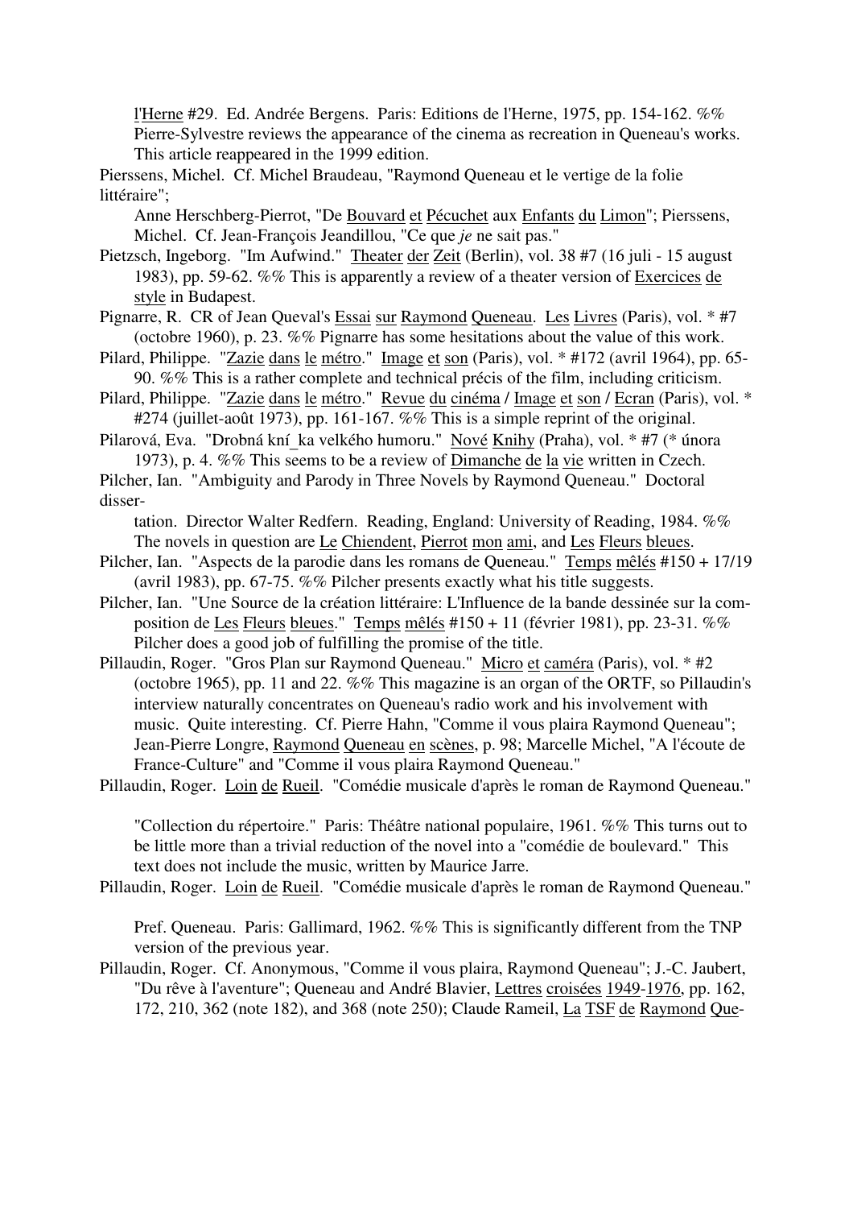l'Herne #29. Ed. Andrée Bergens. Paris: Editions de l'Herne, 1975, pp. 154-162. %% Pierre-Sylvestre reviews the appearance of the cinema as recreation in Queneau's works. This article reappeared in the 1999 edition.

Pierssens, Michel. Cf. Michel Braudeau, "Raymond Queneau et le vertige de la folie littéraire";

Anne Herschberg-Pierrot, "De Bouvard et Pécuchet aux Enfants du Limon"; Pierssens, Michel. Cf. Jean-François Jeandillou, "Ce que *je* ne sait pas."

Pietzsch, Ingeborg. "Im Aufwind." Theater der Zeit (Berlin), vol. 38 #7 (16 juli - 15 august 1983), pp. 59-62. %% This is apparently a review of a theater version of Exercices de style in Budapest.

Pignarre, R. CR of Jean Queval's Essai sur Raymond Queneau. Les Livres (Paris), vol. * #7 (octobre 1960), p. 23. %% Pignarre has some hesitations about the value of this work.

Pilard, Philippe. "Zazie dans le métro." Image et son (Paris), vol. * #172 (avril 1964), pp. 65-90. %% This is a rather complete and technical précis of the film, including criticism.

Pilard, Philippe. "Zazie dans le métro." Revue du cinéma / Image et son / Ecran (Paris), vol. * #274 (juillet-août 1973), pp. 161-167. %% This is a simple reprint of the original.

Pilarová, Eva. "Drobná kní_ka velkého humoru." Nové Knihy (Praha), vol. * #7 (* února 1973), p. 4. %% This seems to be a review of Dimanche de la vie written in Czech.

Pilcher, Ian. "Ambiguity and Parody in Three Novels by Raymond Queneau." Doctoral disser-

tation. Director Walter Redfern. Reading, England: University of Reading, 1984. %% The novels in question are Le Chiendent, Pierrot mon ami, and Les Fleurs bleues.

Pilcher, Ian. "Aspects de la parodie dans les romans de Queneau." Temps mêlés #150 + 17/19 (avril 1983), pp. 67-75. %% Pilcher presents exactly what his title suggests.

Pilcher, Ian. "Une Source de la création littéraire: L'Influence de la bande dessinée sur la composition de Les Fleurs bleues." Temps mêlés #150 + 11 (février 1981), pp. 23-31. %% Pilcher does a good job of fulfilling the promise of the title.

Pillaudin, Roger. "Gros Plan sur Raymond Queneau." Micro et caméra (Paris), vol. * #2 (octobre 1965), pp. 11 and 22. %% This magazine is an organ of the ORTF, so Pillaudin's interview naturally concentrates on Queneau's radio work and his involvement with music. Quite interesting. Cf. Pierre Hahn, "Comme il vous plaira Raymond Queneau"; Jean-Pierre Longre, Raymond Queneau en scènes, p. 98; Marcelle Michel, "A l'écoute de France-Culture" and "Comme il vous plaira Raymond Queneau."

Pillaudin, Roger. Loin de Rueil. "Comédie musicale d'après le roman de Raymond Queneau."

"Collection du répertoire." Paris: Théâtre national populaire, 1961. %% This turns out to be little more than a trivial reduction of the novel into a "comédie de boulevard." This text does not include the music, written by Maurice Jarre.

Pillaudin, Roger. Loin de Rueil. "Comédie musicale d'après le roman de Raymond Queneau."

Pref. Queneau. Paris: Gallimard, 1962. %% This is significantly different from the TNP version of the previous year.

Pillaudin, Roger. Cf. Anonymous, "Comme il vous plaira, Raymond Queneau"; J.-C. Jaubert, "Du rêve à l'aventure"; Queneau and André Blavier, Lettres croisées 1949-1976, pp. 162, 172, 210, 362 (note 182), and 368 (note 250); Claude Rameil, La TSF de Raymond Que-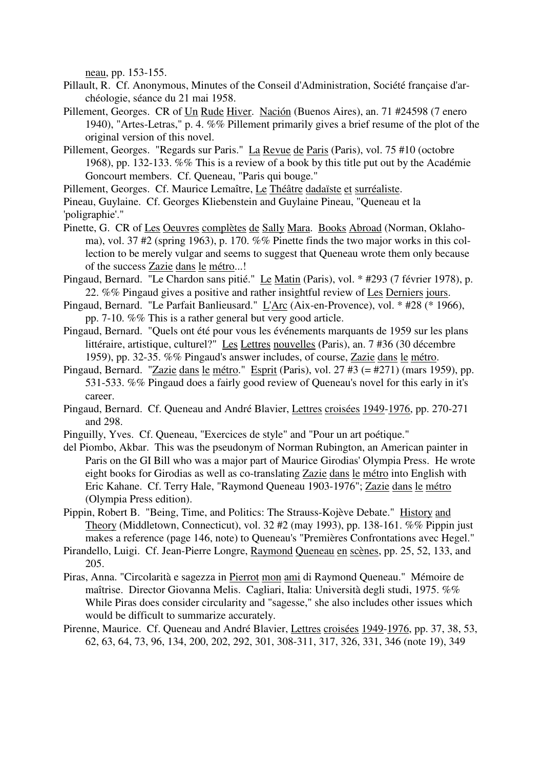neau, pp. 153-155.

Pillault, R. Cf. Anonymous, Minutes of the Conseil d'Administration, Société française d'archéologie, séance du 21 mai 1958.

Pillement, Georges. CR of Un Rude Hiver. Nación (Buenos Aires), an. 71 #24598 (7 enero 1940), "Artes-Letras," p. 4. %% Pillement primarily gives a brief resume of the plot of the original version of this novel.

Pillement, Georges. "Regards sur Paris." La Revue de Paris (Paris), vol. 75 #10 (octobre 1968), pp. 132-133. %% This is a review of a book by this title put out by the Académie Goncourt members. Cf. Queneau, "Paris qui bouge."

Pillement, Georges. Cf. Maurice Lemaître, Le Théâtre dadaïste et surréaliste.

Pineau, Guylaine. Cf. Georges Kliebenstein and Guylaine Pineau, "Queneau et la 'poligraphie'."

Pinette, G. CR of Les Oeuvres complètes de Sally Mara. Books Abroad (Norman, Oklahoma), vol. 37 #2 (spring 1963), p. 170. %% Pinette finds the two major works in this collection to be merely vulgar and seems to suggest that Queneau wrote them only because of the success Zazie dans le métro...!

Pingaud, Bernard. "Le Chardon sans pitié." Le Matin (Paris), vol. * #293 (7 février 1978), p. 22. %% Pingaud gives a positive and rather insightful review of Les Derniers jours.

Pingaud, Bernard. "Le Parfait Banlieusard." L'Arc (Aix-en-Provence), vol. * #28 (* 1966), pp. 7-10. %% This is a rather general but very good article.

Pingaud, Bernard. "Quels ont été pour vous les événements marquants de 1959 sur les plans littéraire, artistique, culturel?" Les Lettres nouvelles (Paris), an. 7 #36 (30 décembre 1959), pp. 32-35. %% Pingaud's answer includes, of course, Zazie dans le métro.

Pingaud, Bernard. "Zazie dans le métro." Esprit (Paris), vol. 27 #3 (= #271) (mars 1959), pp. 531-533. %% Pingaud does a fairly good review of Queneau's novel for this early in it's career.

Pingaud, Bernard. Cf. Queneau and André Blavier, Lettres croisées 1949-1976, pp. 270-271 and 298.

Pinguilly, Yves. Cf. Queneau, "Exercices de style" and "Pour un art poétique."

del Piombo, Akbar. This was the pseudonym of Norman Rubington, an American painter in Paris on the GI Bill who was a major part of Maurice Girodias' Olympia Press. He wrote eight books for Girodias as well as co-translating Zazie dans le métro into English with Eric Kahane. Cf. Terry Hale, "Raymond Queneau 1903-1976"; Zazie dans le métro (Olympia Press edition).

Pippin, Robert B. "Being, Time, and Politics: The Strauss-Kojève Debate." History and Theory (Middletown, Connecticut), vol. 32 #2 (may 1993), pp. 138-161. %% Pippin just makes a reference (page 146, note) to Queneau's "Premières Confrontations avec Hegel."

Pirandello, Luigi. Cf. Jean-Pierre Longre, Raymond Queneau en scènes, pp. 25, 52, 133, and 205.

Piras, Anna. "Circolarità e sagezza in Pierrot mon ami di Raymond Queneau." Mémoire de maîtrise. Director Giovanna Melis. Cagliari, Italia: Università degli studi, 1975. %% While Piras does consider circularity and "sagesse," she also includes other issues which would be difficult to summarize accurately.

Pirenne, Maurice. Cf. Queneau and André Blavier, Lettres croisées 1949-1976, pp. 37, 38, 53, 62, 63, 64, 73, 96, 134, 200, 202, 292, 301, 308-311, 317, 326, 331, 346 (note 19), 349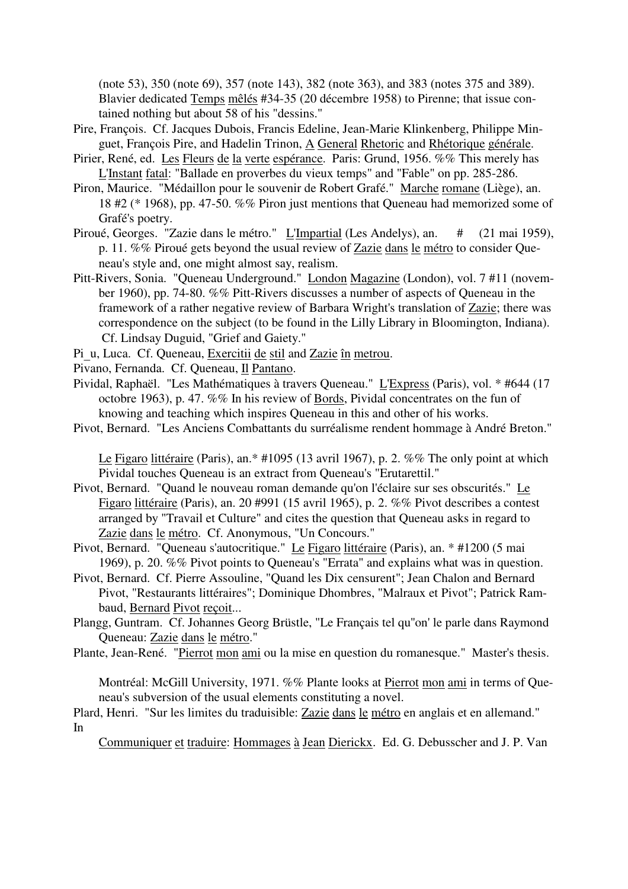(note 53), 350 (note 69), 357 (note 143), 382 (note 363), and 383 (notes 375 and 389). Blavier dedicated Temps mêlés #34-35 (20 décembre 1958) to Pirenne; that issue contained nothing but about 58 of his "dessins."

Pire, François. Cf. Jacques Dubois, Francis Edeline, Jean-Marie Klinkenberg, Philippe Minguet, François Pire, and Hadelin Trinon, A General Rhetoric and Rhétorique générale.

Pirier, René, ed. Les Fleurs de la verte espérance. Paris: Grund, 1956. %% This merely has L'Instant fatal: "Ballade en proverbes du vieux temps" and "Fable" on pp. 285-286.

Piron, Maurice. "Médaillon pour le souvenir de Robert Grafé." Marche romane (Liège), an. 18 #2 (* 1968), pp. 47-50. %% Piron just mentions that Queneau had memorized some of Grafé's poetry.

Piroué, Georges. "Zazie dans le métro." L'Impartial (Les Andelys), an. # (21 mai 1959), p. 11. %% Piroué gets beyond the usual review of Zazie dans le métro to consider Queneau's style and, one might almost say, realism.

Pitt-Rivers, Sonia. "Queneau Underground." London Magazine (London), vol. 7 #11 (november 1960), pp. 74-80. %% Pitt-Rivers discusses a number of aspects of Queneau in the framework of a rather negative review of Barbara Wright's translation of Zazie; there was correspondence on the subject (to be found in the Lilly Library in Bloomington, Indiana). Cf. Lindsay Duguid, "Grief and Gaiety."

Pi_u, Luca. Cf. Queneau, Exercitii de stil and Zazie în metrou.

Pivano, Fernanda. Cf. Queneau, Il Pantano.

Pividal, Raphaël. "Les Mathématiques à travers Queneau." L'Express (Paris), vol. * #644 (17 octobre 1963), p. 47. %% In his review of Bords, Pividal concentrates on the fun of knowing and teaching which inspires Queneau in this and other of his works.

Pivot, Bernard. "Les Anciens Combattants du surréalisme rendent hommage à André Breton." Le Figaro littéraire (Paris), an.* #1095 (13 avril 1967), p. 2. %% The only point at which Pividal touches Queneau is an extract from Queneau's "Erutarettil."

Pivot, Bernard. "Quand le nouveau roman demande qu'on l'éclaire sur ses obscurités." Le Figaro littéraire (Paris), an. 20 #991 (15 avril 1965), p. 2. %% Pivot describes a contest arranged by "Travail et Culture" and cites the question that Queneau asks in regard to Zazie dans le métro. Cf. Anonymous, "Un Concours."

Pivot, Bernard. "Queneau s'autocritique." Le Figaro littéraire (Paris), an. * #1200 (5 mai 1969), p. 20. %% Pivot points to Queneau's "Errata" and explains what was in question.

Pivot, Bernard. Cf. Pierre Assouline, "Quand les Dix censurent"; Jean Chalon and Bernard Pivot, "Restaurants littéraires"; Dominique Dhombres, "Malraux et Pivot"; Patrick Rambaud, Bernard Pivot reçoit...

Plangg, Guntram. Cf. Johannes Georg Brüstle, "Le Français tel qu"on' le parle dans Raymond Queneau: Zazie dans le métro."

Plante, Jean-René. "Pierrot mon ami ou la mise en question du romanesque." Master's thesis. Montréal: McGill University, 1971. %% Plante looks at Pierrot mon ami in terms of Queneau's subversion of the usual elements constituting a novel.

Plard, Henri. "Sur les limites du traduisible: Zazie dans le métro en anglais et en allemand." In Communiquer et traduire: Hommages à Jean Dierickx. Ed. G. Debusscher and J. P. Van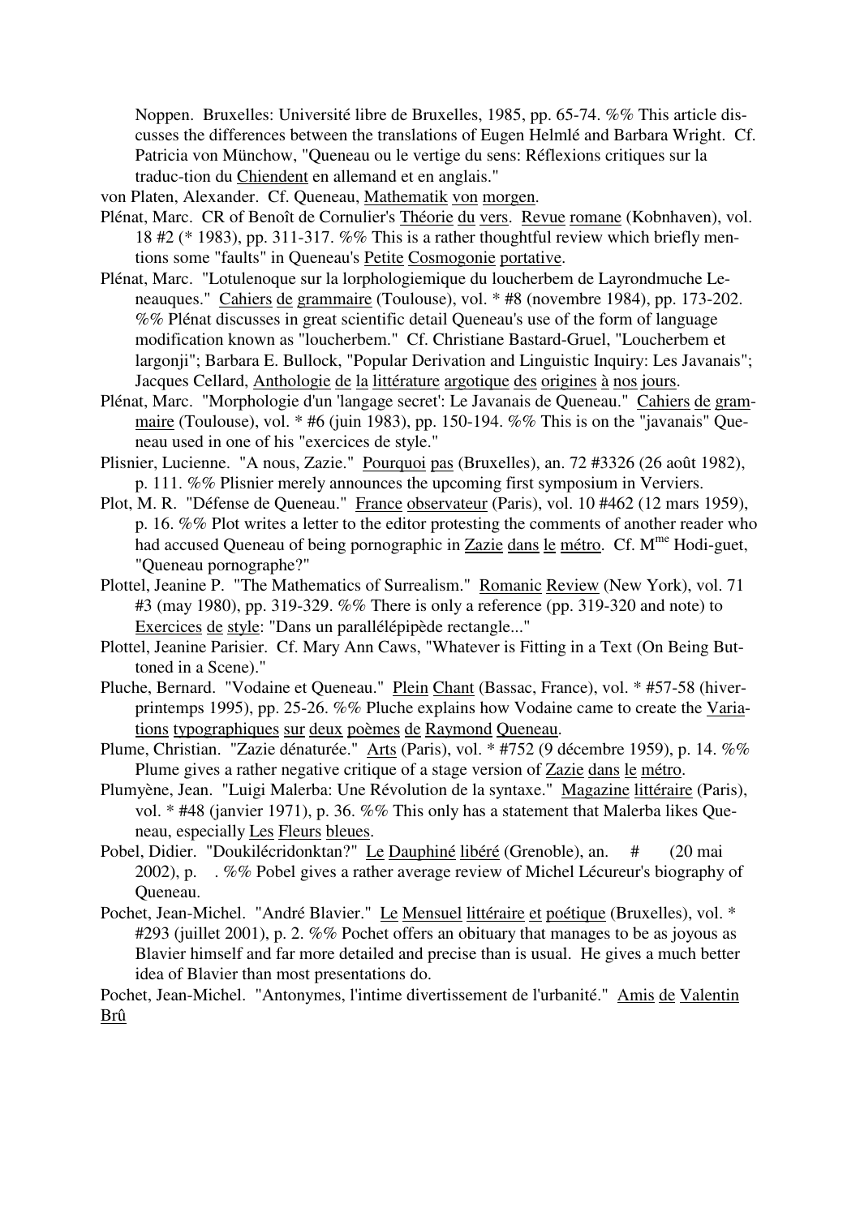Noppen. Bruxelles: Université libre de Bruxelles, 1985, pp. 65-74. %% This article discusses the differences between the translations of Eugen Helmlé and Barbara Wright. Cf. Patricia von Münchow, "Queneau ou le vertige du sens: Réflexions critiques sur la traduc-tion du Chiendent en allemand et en anglais."

von Platen, Alexander. Cf. Queneau, Mathematik von morgen.

Plénat, Marc. CR of Benoît de Cornulier's Théorie du vers. Revue romane (Kobnhaven), vol. 18 #2 (* 1983), pp. 311-317. %% This is a rather thoughtful review which briefly mentions some "faults" in Queneau's Petite Cosmogonie portative.

Plénat, Marc. "Lotulenoque sur la lorphologiemique du loucherbem de Layrondmuche Leneauques." Cahiers de grammaire (Toulouse), vol. * #8 (novembre 1984), pp. 173-202. %% Plénat discusses in great scientific detail Queneau's use of the form of language modification known as "loucherbem." Cf. Christiane Bastard-Gruel, "Loucherbem et largonji"; Barbara E. Bullock, "Popular Derivation and Linguistic Inquiry: Les Javanais"; Jacques Cellard, Anthologie de la littérature argotique des origines à nos jours.

Plénat, Marc. "Morphologie d'un 'langage secret': Le Javanais de Queneau." Cahiers de grammaire (Toulouse), vol. * #6 (juin 1983), pp. 150-194. %% This is on the "javanais" Queneau used in one of his "exercices de style."

Plisnier, Lucienne. "A nous, Zazie." Pourquoi pas (Bruxelles), an. 72 #3326 (26 août 1982), p. 111. %% Plisnier merely announces the upcoming first symposium in Verviers.

Plot, M. R. "Défense de Queneau." France observateur (Paris), vol. 10 #462 (12 mars 1959), p. 16. %% Plot writes a letter to the editor protesting the comments of another reader who had accused Queneau of being pornographic in Zazie dans le métro. Cf. M[me] Hodi-guet, "Queneau pornographe?"

Plottel, Jeanine P. "The Mathematics of Surrealism." Romanic Review (New York), vol. 71 #3 (may 1980), pp. 319-329. %% There is only a reference (pp. 319-320 and note) to Exercices de style: "Dans un parallélépipède rectangle..."

Plottel, Jeanine Parisier. Cf. Mary Ann Caws, "Whatever is Fitting in a Text (On Being Buttoned in a Scene)."

Pluche, Bernard. "Vodaine et Queneau." Plein Chant (Bassac, France), vol. * #57-58 (hiver-printemps 1995), pp. 25-26. %% Pluche explains how Vodaine came to create the Variations typographiques sur deux poèmes de Raymond Queneau.

Plume, Christian. "Zazie dénaturée." Arts (Paris), vol. * #752 (9 décembre 1959), p. 14. %% Plume gives a rather negative critique of a stage version of Zazie dans le métro.

Plumyène, Jean. "Luigi Malerba: Une Révolution de la syntaxe." Magazine littéraire (Paris), vol. * #48 (janvier 1971), p. 36. %% This only has a statement that Malerba likes Queneau, especially Les Fleurs bleues.

Pobel, Didier. "Doukilécridonktan?" Le Dauphiné libéré (Grenoble), an. # (20 mai 2002), p. . %% Pobel gives a rather average review of Michel Lécureur's biography of Queneau.

Pochet, Jean-Michel. "André Blavier." Le Mensuel littéraire et poétique (Bruxelles), vol. * #293 (juillet 2001), p. 2. %% Pochet offers an obituary that manages to be as joyous as Blavier himself and far more detailed and precise than is usual. He gives a much better idea of Blavier than most presentations do.

Pochet, Jean-Michel. "Antonymes, l'intime divertissement de l'urbanité." Amis de Valentin Brû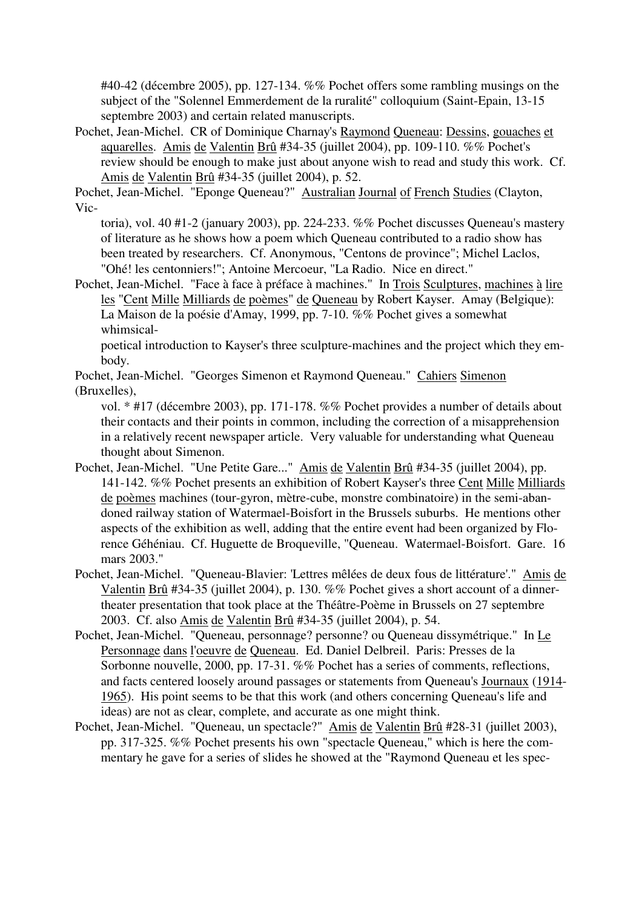#40-42 (décembre 2005), pp. 127-134. %% Pochet offers some rambling musings on the subject of the "Solennel Emmerdement de la ruralité" colloquium (Saint-Epain, 13-15 septembre 2003) and certain related manuscripts.

Pochet, Jean-Michel. CR of Dominique Charnay's Raymond Queneau: Dessins, gouaches et aquarelles. Amis de Valentin Brû #34-35 (juillet 2004), pp. 109-110. %% Pochet's review should be enough to make just about anyone wish to read and study this work. Cf. Amis de Valentin Brû #34-35 (juillet 2004), p. 52.

Pochet, Jean-Michel. "Eponge Queneau?" Australian Journal of French Studies (Clayton, Victoria), vol. 40 #1-2 (january 2003), pp. 224-233. %% Pochet discusses Queneau's mastery of literature as he shows how a poem which Queneau contributed to a radio show has been treated by researchers. Cf. Anonymous, "Centons de province"; Michel Laclos, "Ohé! les centonniers!"; Antoine Mercoeur, "La Radio. Nice en direct."

Pochet, Jean-Michel. "Face à face à préface à machines." In Trois Sculptures, machines à lire les "Cent Mille Milliards de poèmes" de Queneau by Robert Kayser. Amay (Belgique): La Maison de la poésie d'Amay, 1999, pp. 7-10. %% Pochet gives a somewhat whimsical-poetical introduction to Kayser's three sculpture-machines and the project which they embody.

Pochet, Jean-Michel. "Georges Simenon et Raymond Queneau." Cahiers Simenon (Bruxelles), vol. * #17 (décembre 2003), pp. 171-178. %% Pochet provides a number of details about their contacts and their points in common, including the correction of a misapprehension in a relatively recent newspaper article. Very valuable for understanding what Queneau thought about Simenon.

Pochet, Jean-Michel. "Une Petite Gare..." Amis de Valentin Brû #34-35 (juillet 2004), pp. 141-142. %% Pochet presents an exhibition of Robert Kayser's three Cent Mille Milliards de poèmes machines (tour-gyron, mètre-cube, monstre combinatoire) in the semi-abandoned railway station of Watermael-Boisfort in the Brussels suburbs. He mentions other aspects of the exhibition as well, adding that the entire event had been organized by Florence Géhéniau. Cf. Huguette de Broqueville, "Queneau. Watermael-Boisfort. Gare. 16 mars 2003."

Pochet, Jean-Michel. "Queneau-Blavier: 'Lettres mêlées de deux fous de littérature'." Amis de Valentin Brû #34-35 (juillet 2004), p. 130. %% Pochet gives a short account of a dinner-theater presentation that took place at the Théâtre-Poème in Brussels on 27 septembre 2003. Cf. also Amis de Valentin Brû #34-35 (juillet 2004), p. 54.

Pochet, Jean-Michel. "Queneau, personnage? personne? ou Queneau dissymétrique." In Le Personnage dans l'oeuvre de Queneau. Ed. Daniel Delbreil. Paris: Presses de la Sorbonne nouvelle, 2000, pp. 17-31. %% Pochet has a series of comments, reflections, and facts centered loosely around passages or statements from Queneau's Journaux (1914-1965). His point seems to be that this work (and others concerning Queneau's life and ideas) are not as clear, complete, and accurate as one might think.

Pochet, Jean-Michel. "Queneau, un spectacle?" Amis de Valentin Brû #28-31 (juillet 2003), pp. 317-325. %% Pochet presents his own "spectacle Queneau," which is here the commentary he gave for a series of slides he showed at the "Raymond Queneau et les spec-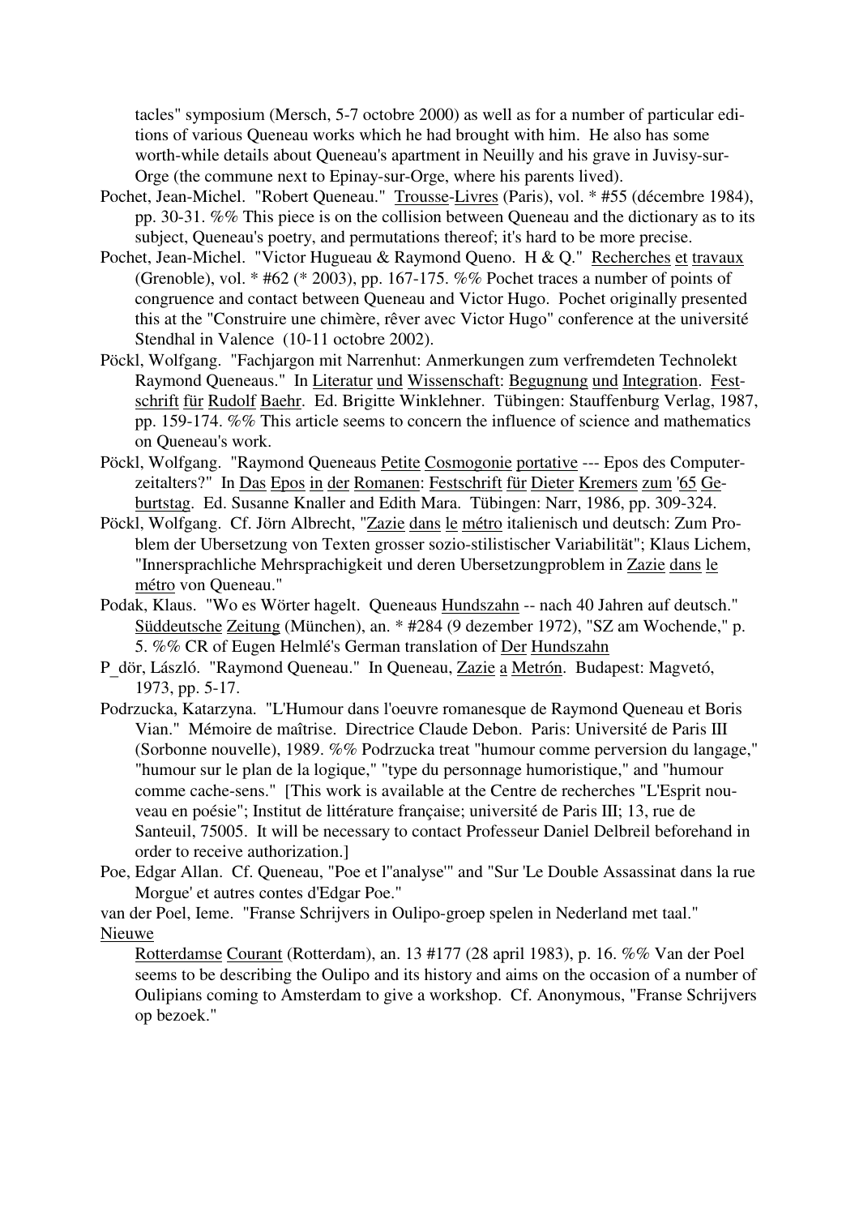tacles" symposium (Mersch, 5-7 octobre 2000) as well as for a number of particular editions of various Queneau works which he had brought with him. He also has some worth-while details about Queneau's apartment in Neuilly and his grave in Juvisy-sur-Orge (the commune next to Epinay-sur-Orge, where his parents lived).

Pochet, Jean-Michel. "Robert Queneau." Trousse-Livres (Paris), vol. * #55 (décembre 1984), pp. 30-31. %% This piece is on the collision between Queneau and the dictionary as to its subject, Queneau's poetry, and permutations thereof; it's hard to be more precise.

Pochet, Jean-Michel. "Victor Hugueau & Raymond Queno. H & Q." Recherches et travaux (Grenoble), vol. * #62 (* 2003), pp. 167-175. %% Pochet traces a number of points of congruence and contact between Queneau and Victor Hugo. Pochet originally presented this at the "Construire une chimère, rêver avec Victor Hugo" conference at the université Stendhal in Valence (10-11 octobre 2002).

Pöckl, Wolfgang. "Fachjargon mit Narrenhut: Anmerkungen zum verfremdeten Technolekt Raymond Queneaus." In Literatur und Wissenschaft: Begugnung und Integration. Festschrift für Rudolf Baehr. Ed. Brigitte Winklehner. Tübingen: Stauffenburg Verlag, 1987, pp. 159-174. %% This article seems to concern the influence of science and mathematics on Queneau's work.

Pöckl, Wolfgang. "Raymond Queneaus Petite Cosmogonie portative --- Epos des Computerzeitalters?" In Das Epos in der Romanen: Festschrift für Dieter Kremers zum '65 Geburtstag. Ed. Susanne Knaller and Edith Mara. Tübingen: Narr, 1986, pp. 309-324.

Pöckl, Wolfgang. Cf. Jörn Albrecht, "Zazie dans le métro italienisch und deutsch: Zum Problem der Ubersetzung von Texten grosser sozio-stilistischer Variabilität"; Klaus Lichem, "Innersprachliche Mehrsprachigkeit und deren Ubersetzungproblem in Zazie dans le métro von Queneau."

Podak, Klaus. "Wo es Wörter hagelt. Queneaus Hundszahn -- nach 40 Jahren auf deutsch." Süddeutsche Zeitung (München), an. * #284 (9 dezember 1972), "SZ am Wochende," p. 5. %% CR of Eugen Helmlé's German translation of Der Hundszahn

P_dör, László. "Raymond Queneau." In Queneau, Zazie a Metrón. Budapest: Magvetó, 1973, pp. 5-17.

Podrzucka, Katarzyna. "L'Humour dans l'oeuvre romanesque de Raymond Queneau et Boris Vian." Mémoire de maîtrise. Directrice Claude Debon. Paris: Université de Paris III (Sorbonne nouvelle), 1989. %% Podrzucka treat "humour comme perversion du langage," "humour sur le plan de la logique," "type du personnage humoristique," and "humour comme cache-sens." [This work is available at the Centre de recherches "L'Esprit nouveau en poésie"; Institut de littérature française; université de Paris III; 13, rue de Santeuil, 75005. It will be necessary to contact Professeur Daniel Delbreil beforehand in order to receive authorization.]

Poe, Edgar Allan. Cf. Queneau, "Poe et l''analyse'" and "Sur 'Le Double Assassinat dans la rue Morgue' et autres contes d'Edgar Poe."

van der Poel, Ieme. "Franse Schrijvers in Oulipo-groep spelen in Nederland met taal." Nieuwe Rotterdamse Courant (Rotterdam), an. 13 #177 (28 april 1983), p. 16. %% Van der Poel seems to be describing the Oulipo and its history and aims on the occasion of a number of Oulipians coming to Amsterdam to give a workshop. Cf. Anonymous, "Franse Schrijvers op bezoek."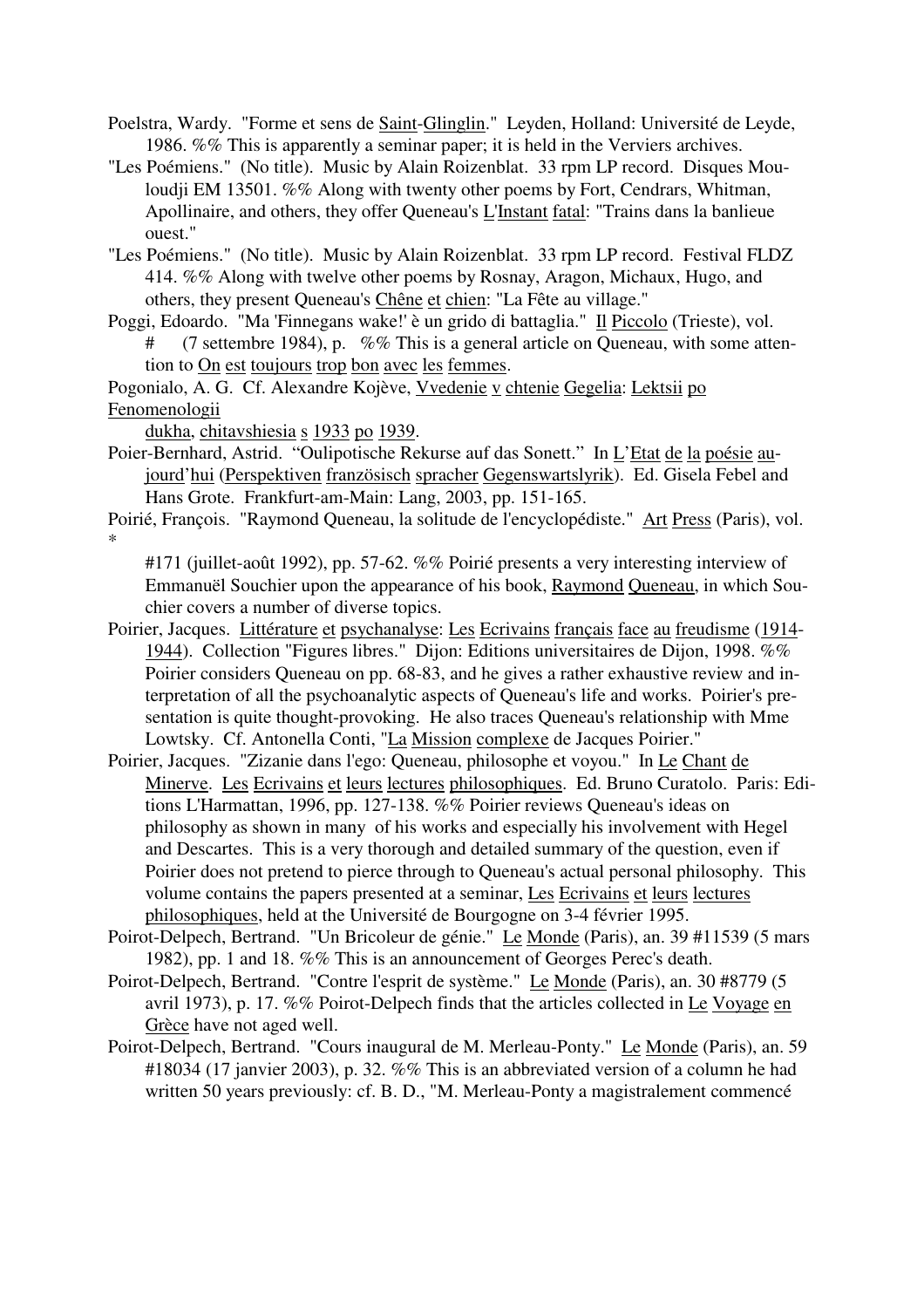Poelstra, Wardy. "Forme et sens de <u>Saint</u>-<u>Glinglin</u>." Leyden, Holland: Université de Leyde, 1986. %% This is apparently a seminar paper; it is held in the Verviers archives.

"Les Poémiens." (No title). Music by Alain Roizenblat. 33 rpm LP record. Disques Mouloudji EM 13501. %% Along with twenty other poems by Fort, Cendrars, Whitman, Apollinaire, and others, they offer Queneau's <u>L'Instant</u> <u>fatal</u>: "Trains dans la banlieue ouest."

"Les Poémiens." (No title). Music by Alain Roizenblat. 33 rpm LP record. Festival FLDZ 414. %% Along with twelve other poems by Rosnay, Aragon, Michaux, Hugo, and others, they present Queneau's <u>Chêne</u> <u>et</u> <u>chien</u>: "La Fête au village."

Poggi, Edoardo. "Ma 'Finnegans wake!' è un grido di battaglia." <u>Il</u> <u>Piccolo</u> (Trieste), vol. # (7 settembre 1984), p. %% This is a general article on Queneau, with some attention to <u>On</u> <u>est</u> <u>toujours</u> <u>trop</u> <u>bon</u> <u>avec</u> <u>les</u> <u>femmes</u>.

Pogonialo, A. G. Cf. Alexandre Kojève, <u>Vvedenie</u> <u>v</u> <u>chtenie</u> <u>Gegelia</u>: <u>Lektsii</u> <u>po</u> <u>Fenomenologii</u> <u>dukha</u>, <u>chitavshiesia</u> <u>s</u> <u>1933</u> <u>po</u> <u>1939</u>.

Poier-Bernhard, Astrid. "Oulipotische Rekurse auf das Sonett." In <u>L'Etat</u> <u>de</u> <u>la</u> <u>poésie</u> <u>aujourd'hui</u> (<u>Perspektiven</u> <u>französisch</u> <u>spracher</u> <u>Gegenswartslyrik</u>). Ed. Gisela Febel and Hans Grote. Frankfurt-am-Main: Lang, 2003, pp. 151-165.

Poirié, François. "Raymond Queneau, la solitude de l'encyclopédiste." <u>Art</u> <u>Press</u> (Paris), vol. * #171 (juillet-août 1992), pp. 57-62. %% Poirié presents a very interesting interview of Emmanuël Souchier upon the appearance of his book, <u>Raymond</u> <u>Queneau</u>, in which Souchier covers a number of diverse topics.

Poirier, Jacques. <u>Littérature</u> <u>et</u> <u>psychanalyse</u>: <u>Les</u> <u>Ecrivains</u> <u>français</u> <u>face</u> <u>au</u> <u>freudisme</u> (<u>1914</u>-<u>1944</u>). Collection "Figures libres." Dijon: Editions universitaires de Dijon, 1998. %% Poirier considers Queneau on pp. 68-83, and he gives a rather exhaustive review and interpretation of all the psychoanalytic aspects of Queneau's life and works. Poirier's presentation is quite thought-provoking. He also traces Queneau's relationship with Mme Lowtsky. Cf. Antonella Conti, "<u>La</u> <u>Mission</u> <u>complexe</u> de Jacques Poirier."

Poirier, Jacques. "Zizanie dans l'ego: Queneau, philosophe et voyou." In <u>Le</u> <u>Chant</u> <u>de</u> <u>Minerve</u>. <u>Les</u> <u>Ecrivains</u> <u>et</u> <u>leurs</u> <u>lectures</u> <u>philosophiques</u>. Ed. Bruno Curatolo. Paris: Editions L'Harmattan, 1996, pp. 127-138. %% Poirier reviews Queneau's ideas on philosophy as shown in many of his works and especially his involvement with Hegel and Descartes. This is a very thorough and detailed summary of the question, even if Poirier does not pretend to pierce through to Queneau's actual personal philosophy. This volume contains the papers presented at a seminar, <u>Les</u> <u>Ecrivains</u> <u>et</u> <u>leurs</u> <u>lectures</u> <u>philosophiques</u>, held at the Université de Bourgogne on 3-4 février 1995.

Poirot-Delpech, Bertrand. "Un Bricoleur de génie." <u>Le</u> <u>Monde</u> (Paris), an. 39 #11539 (5 mars 1982), pp. 1 and 18. %% This is an announcement of Georges Perec's death.

Poirot-Delpech, Bertrand. "Contre l'esprit de système." <u>Le</u> <u>Monde</u> (Paris), an. 30 #8779 (5 avril 1973), p. 17. %% Poirot-Delpech finds that the articles collected in <u>Le</u> <u>Voyage</u> <u>en</u> <u>Grèce</u> have not aged well.

Poirot-Delpech, Bertrand. "Cours inaugural de M. Merleau-Ponty." <u>Le</u> <u>Monde</u> (Paris), an. 59 #18034 (17 janvier 2003), p. 32. %% This is an abbreviated version of a column he had written 50 years previously: cf. B. D., "M. Merleau-Ponty a magistralement commencé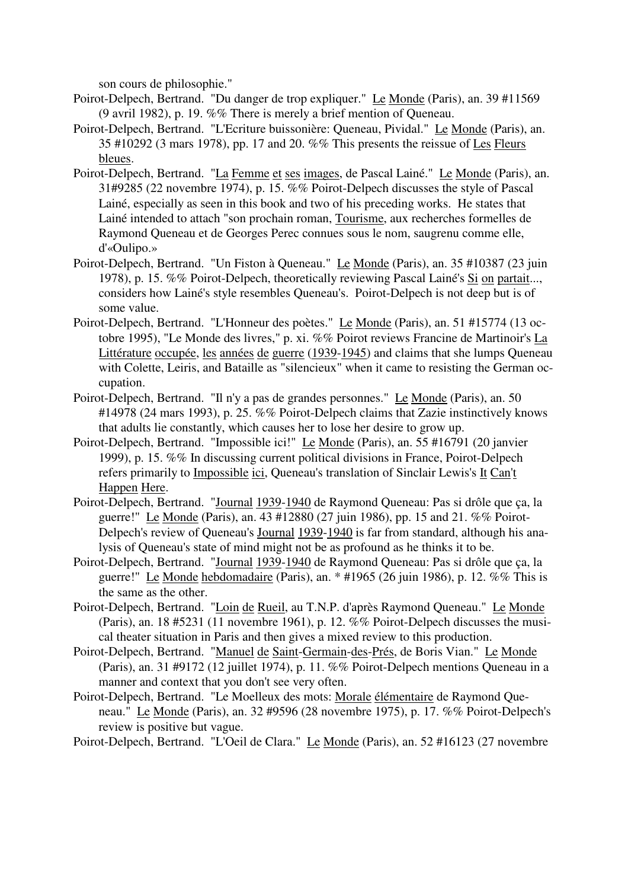son cours de philosophie."

Poirot-Delpech, Bertrand. "Du danger de trop expliquer." Le Monde (Paris), an. 39 #11569 (9 avril 1982), p. 19. %% There is merely a brief mention of Queneau.

Poirot-Delpech, Bertrand. "L'Ecriture buissonière: Queneau, Pividal." Le Monde (Paris), an. 35 #10292 (3 mars 1978), pp. 17 and 20. %% This presents the reissue of Les Fleurs bleues.

Poirot-Delpech, Bertrand. "La Femme et ses images, de Pascal Lainé." Le Monde (Paris), an. 31#9285 (22 novembre 1974), p. 15. %% Poirot-Delpech discusses the style of Pascal Lainé, especially as seen in this book and two of his preceding works. He states that Lainé intended to attach "son prochain roman, Tourisme, aux recherches formelles de Raymond Queneau et de Georges Perec connues sous le nom, saugrenu comme elle, d'«Oulipo.»

Poirot-Delpech, Bertrand. "Un Fiston à Queneau." Le Monde (Paris), an. 35 #10387 (23 juin 1978), p. 15. %% Poirot-Delpech, theoretically reviewing Pascal Lainé's Si on partait..., considers how Lainé's style resembles Queneau's. Poirot-Delpech is not deep but is of some value.

Poirot-Delpech, Bertrand. "L'Honneur des poètes." Le Monde (Paris), an. 51 #15774 (13 octobre 1995), "Le Monde des livres," p. xi. %% Poirot reviews Francine de Martinoir's La Littérature occupée, les années de guerre (1939-1945) and claims that she lumps Queneau with Colette, Leiris, and Bataille as "silencieux" when it came to resisting the German occupation.

Poirot-Delpech, Bertrand. "Il n'y a pas de grandes personnes." Le Monde (Paris), an. 50 #14978 (24 mars 1993), p. 25. %% Poirot-Delpech claims that Zazie instinctively knows that adults lie constantly, which causes her to lose her desire to grow up.

Poirot-Delpech, Bertrand. "Impossible ici!" Le Monde (Paris), an. 55 #16791 (20 janvier 1999), p. 15. %% In discussing current political divisions in France, Poirot-Delpech refers primarily to Impossible ici, Queneau's translation of Sinclair Lewis's It Can't Happen Here.

Poirot-Delpech, Bertrand. "Journal 1939-1940 de Raymond Queneau: Pas si drôle que ça, la guerre!" Le Monde (Paris), an. 43 #12880 (27 juin 1986), pp. 15 and 21. %% Poirot-Delpech's review of Queneau's Journal 1939-1940 is far from standard, although his analysis of Queneau's state of mind might not be as profound as he thinks it to be.

Poirot-Delpech, Bertrand. "Journal 1939-1940 de Raymond Queneau: Pas si drôle que ça, la guerre!" Le Monde hebdomadaire (Paris), an. * #1965 (26 juin 1986), p. 12. %% This is the same as the other.

Poirot-Delpech, Bertrand. "Loin de Rueil, au T.N.P. d'après Raymond Queneau." Le Monde (Paris), an. 18 #5231 (11 novembre 1961), p. 12. %% Poirot-Delpech discusses the musical theater situation in Paris and then gives a mixed review to this production.

Poirot-Delpech, Bertrand. "Manuel de Saint-Germain-des-Prés, de Boris Vian." Le Monde (Paris), an. 31 #9172 (12 juillet 1974), p. 11. %% Poirot-Delpech mentions Queneau in a manner and context that you don't see very often.

Poirot-Delpech, Bertrand. "Le Moelleux des mots: Morale élémentaire de Raymond Queneau." Le Monde (Paris), an. 32 #9596 (28 novembre 1975), p. 17. %% Poirot-Delpech's review is positive but vague.

Poirot-Delpech, Bertrand. "L'Oeil de Clara." Le Monde (Paris), an. 52 #16123 (27 novembre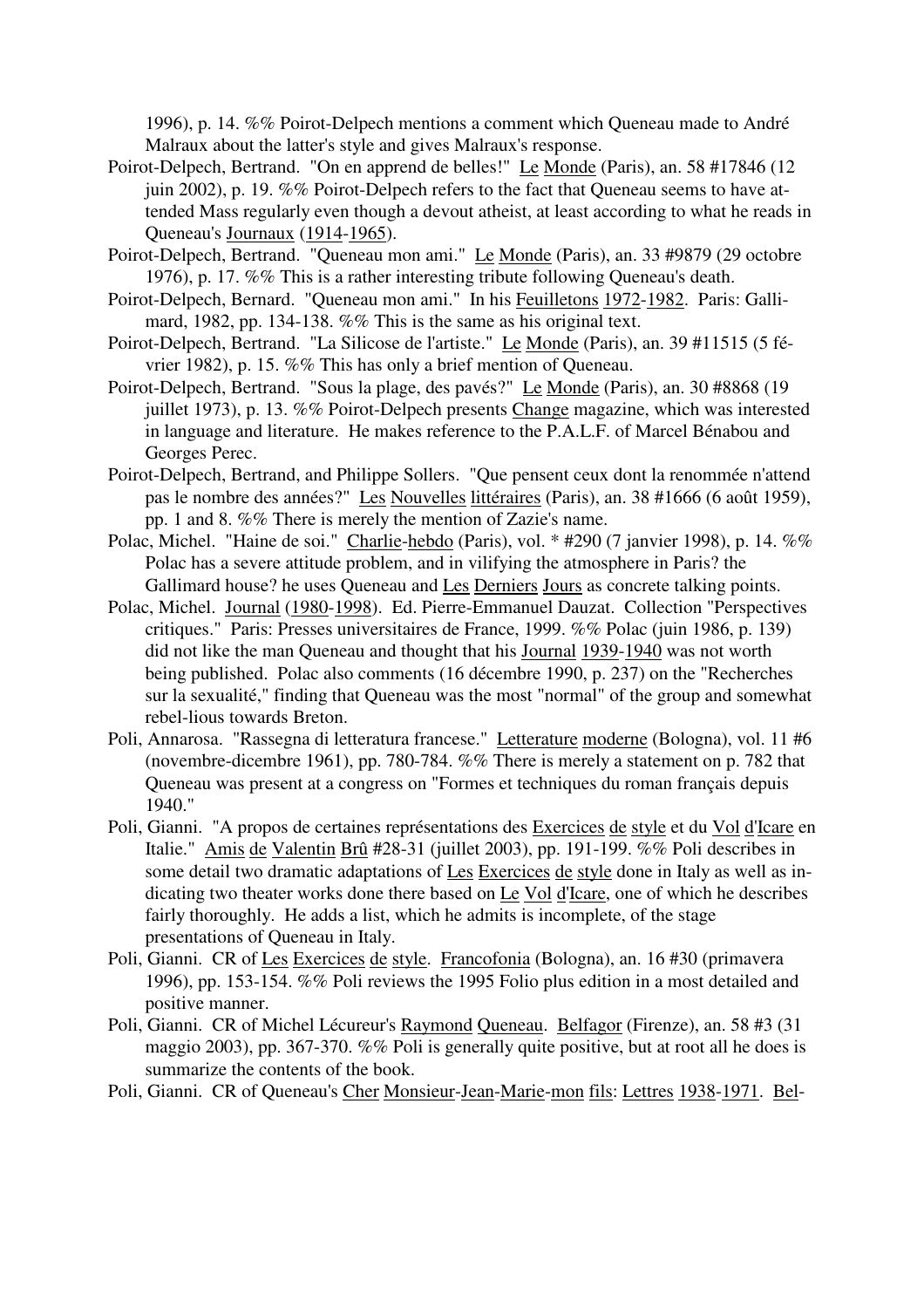1996), p. 14. %% Poirot-Delpech mentions a comment which Queneau made to André Malraux about the latter's style and gives Malraux's response.

Poirot-Delpech, Bertrand. "On en apprend de belles!" Le Monde (Paris), an. 58 #17846 (12 juin 2002), p. 19. %% Poirot-Delpech refers to the fact that Queneau seems to have attended Mass regularly even though a devout atheist, at least according to what he reads in Queneau's Journaux (1914-1965).

Poirot-Delpech, Bertrand. "Queneau mon ami." Le Monde (Paris), an. 33 #9879 (29 octobre 1976), p. 17. %% This is a rather interesting tribute following Queneau's death.

Poirot-Delpech, Bernard. "Queneau mon ami." In his Feuilletons 1972-1982. Paris: Gallimard, 1982, pp. 134-138. %% This is the same as his original text.

Poirot-Delpech, Bertrand. "La Silicose de l'artiste." Le Monde (Paris), an. 39 #11515 (5 février 1982), p. 15. %% This has only a brief mention of Queneau.

Poirot-Delpech, Bertrand. "Sous la plage, des pavés?" Le Monde (Paris), an. 30 #8868 (19 juillet 1973), p. 13. %% Poirot-Delpech presents Change magazine, which was interested in language and literature. He makes reference to the P.A.L.F. of Marcel Bénabou and Georges Perec.

Poirot-Delpech, Bertrand, and Philippe Sollers. "Que pensent ceux dont la renommée n'attend pas le nombre des années?" Les Nouvelles littéraires (Paris), an. 38 #1666 (6 août 1959), pp. 1 and 8. %% There is merely the mention of Zazie's name.

Polac, Michel. "Haine de soi." Charlie-hebdo (Paris), vol. * #290 (7 janvier 1998), p. 14. %% Polac has a severe attitude problem, and in vilifying the atmosphere in Paris? the Gallimard house? he uses Queneau and Les Derniers Jours as concrete talking points.

Polac, Michel. Journal (1980-1998). Ed. Pierre-Emmanuel Dauzat. Collection "Perspectives critiques." Paris: Presses universitaires de France, 1999. %% Polac (juin 1986, p. 139) did not like the man Queneau and thought that his Journal 1939-1940 was not worth being published. Polac also comments (16 décembre 1990, p. 237) on the "Recherches sur la sexualité," finding that Queneau was the most "normal" of the group and somewhat rebel-lious towards Breton.

Poli, Annarosa. "Rassegna di letteratura francese." Letterature moderne (Bologna), vol. 11 #6 (novembre-dicembre 1961), pp. 780-784. %% There is merely a statement on p. 782 that Queneau was present at a congress on "Formes et techniques du roman français depuis 1940."

Poli, Gianni. "A propos de certaines représentations des Exercices de style et du Vol d'Icare en Italie." Amis de Valentin Brû #28-31 (juillet 2003), pp. 191-199. %% Poli describes in some detail two dramatic adaptations of Les Exercices de style done in Italy as well as indicating two theater works done there based on Le Vol d'Icare, one of which he describes fairly thoroughly. He adds a list, which he admits is incomplete, of the stage presentations of Queneau in Italy.

Poli, Gianni. CR of Les Exercices de style. Francofonia (Bologna), an. 16 #30 (primavera 1996), pp. 153-154. %% Poli reviews the 1995 Folio plus edition in a most detailed and positive manner.

Poli, Gianni. CR of Michel Lécureur's Raymond Queneau. Belfagor (Firenze), an. 58 #3 (31 maggio 2003), pp. 367-370. %% Poli is generally quite positive, but at root all he does is summarize the contents of the book.

Poli, Gianni. CR of Queneau's Cher Monsieur-Jean-Marie-mon fils: Lettres 1938-1971. Bel-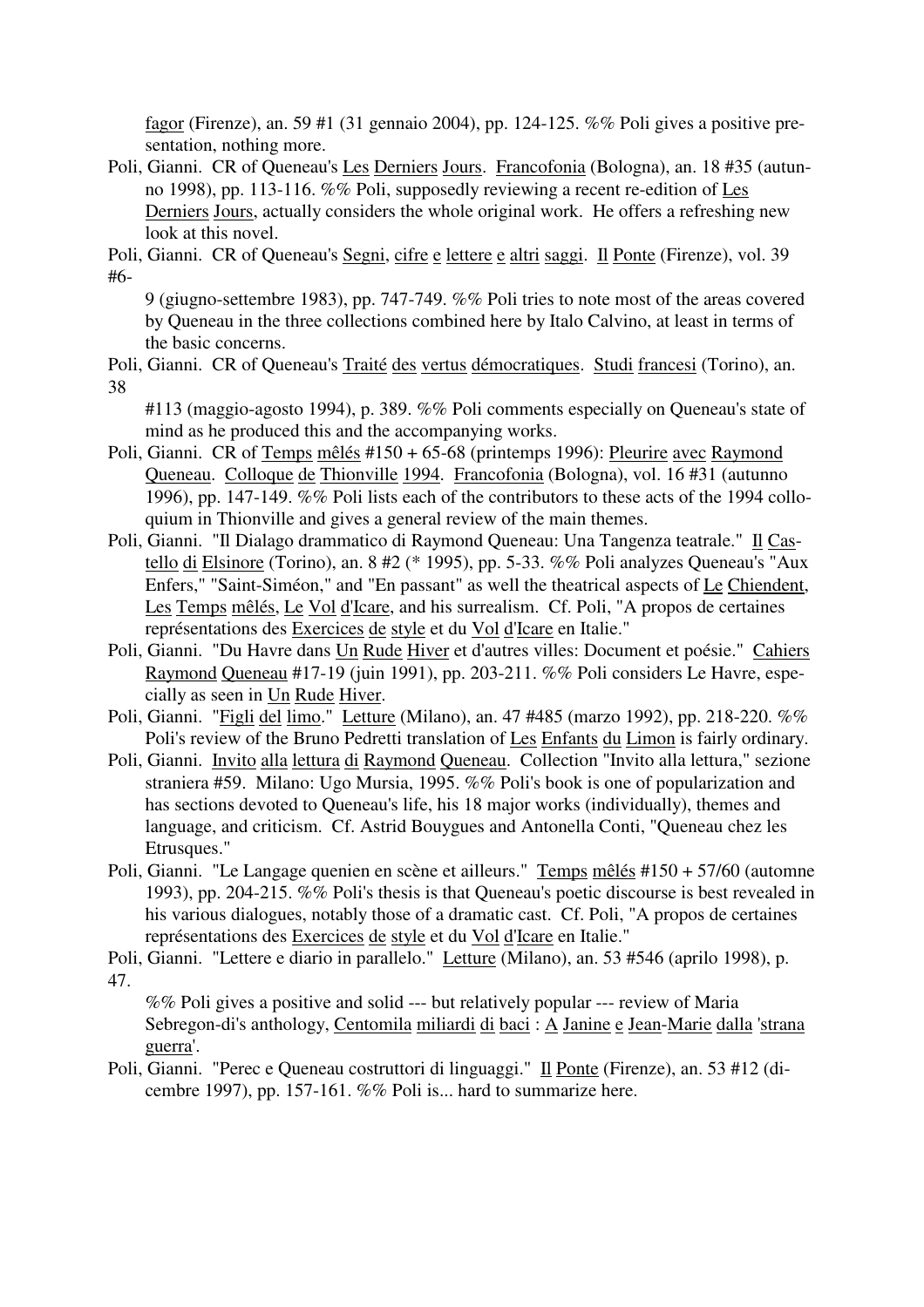fagor (Firenze), an. 59 #1 (31 gennaio 2004), pp. 124-125. %% Poli gives a positive presentation, nothing more.

Poli, Gianni. CR of Queneau's Les Derniers Jours. Francofonia (Bologna), an. 18 #35 (autunno 1998), pp. 113-116. %% Poli, supposedly reviewing a recent re-edition of Les Derniers Jours, actually considers the whole original work. He offers a refreshing new look at this novel.

Poli, Gianni. CR of Queneau's Segni, cifre e lettere e altri saggi. Il Ponte (Firenze), vol. 39 #6-9 (giugno-settembre 1983), pp. 747-749. %% Poli tries to note most of the areas covered by Queneau in the three collections combined here by Italo Calvino, at least in terms of the basic concerns.

Poli, Gianni. CR of Queneau's Traité des vertus démocratiques. Studi francesi (Torino), an. 38 #113 (maggio-agosto 1994), p. 389. %% Poli comments especially on Queneau's state of mind as he produced this and the accompanying works.

Poli, Gianni. CR of Temps mêlés #150 + 65-68 (printemps 1996): Pleurire avec Raymond Queneau. Colloque de Thionville 1994. Francofonia (Bologna), vol. 16 #31 (autunno 1996), pp. 147-149. %% Poli lists each of the contributors to these acts of the 1994 colloquium in Thionville and gives a general review of the main themes.

Poli, Gianni. "Il Dialago drammatico di Raymond Queneau: Una Tangenza teatrale." Il Castello di Elsinore (Torino), an. 8 #2 (* 1995), pp. 5-33. %% Poli analyzes Queneau's "Aux Enfers," "Saint-Siméon," and "En passant" as well the theatrical aspects of Le Chiendent, Les Temps mêlés, Le Vol d'Icare, and his surrealism. Cf. Poli, "A propos de certaines représentations des Exercices de style et du Vol d'Icare en Italie."

Poli, Gianni. "Du Havre dans Un Rude Hiver et d'autres villes: Document et poésie." Cahiers Raymond Queneau #17-19 (juin 1991), pp. 203-211. %% Poli considers Le Havre, especially as seen in Un Rude Hiver.

Poli, Gianni. "Figli del limo." Letture (Milano), an. 47 #485 (marzo 1992), pp. 218-220. %% Poli's review of the Bruno Pedretti translation of Les Enfants du Limon is fairly ordinary.

Poli, Gianni. Invito alla lettura di Raymond Queneau. Collection "Invito alla lettura," sezione straniera #59. Milano: Ugo Mursia, 1995. %% Poli's book is one of popularization and has sections devoted to Queneau's life, his 18 major works (individually), themes and language, and criticism. Cf. Astrid Bouygues and Antonella Conti, "Queneau chez les Etrusques."

Poli, Gianni. "Le Langage quenien en scène et ailleurs." Temps mêlés #150 + 57/60 (automne 1993), pp. 204-215. %% Poli's thesis is that Queneau's poetic discourse is best revealed in his various dialogues, notably those of a dramatic cast. Cf. Poli, "A propos de certaines représentations des Exercices de style et du Vol d'Icare en Italie."

Poli, Gianni. "Lettere e diario in parallelo." Letture (Milano), an. 53 #546 (aprilo 1998), p. 47. %% Poli gives a positive and solid --- but relatively popular --- review of Maria Sebregon-di's anthology, Centomila miliardi di baci : A Janine e Jean-Marie dalla 'strana guerra'.

Poli, Gianni. "Perec e Queneau costruttori di linguaggi." Il Ponte (Firenze), an. 53 #12 (dicembre 1997), pp. 157-161. %% Poli is... hard to summarize here.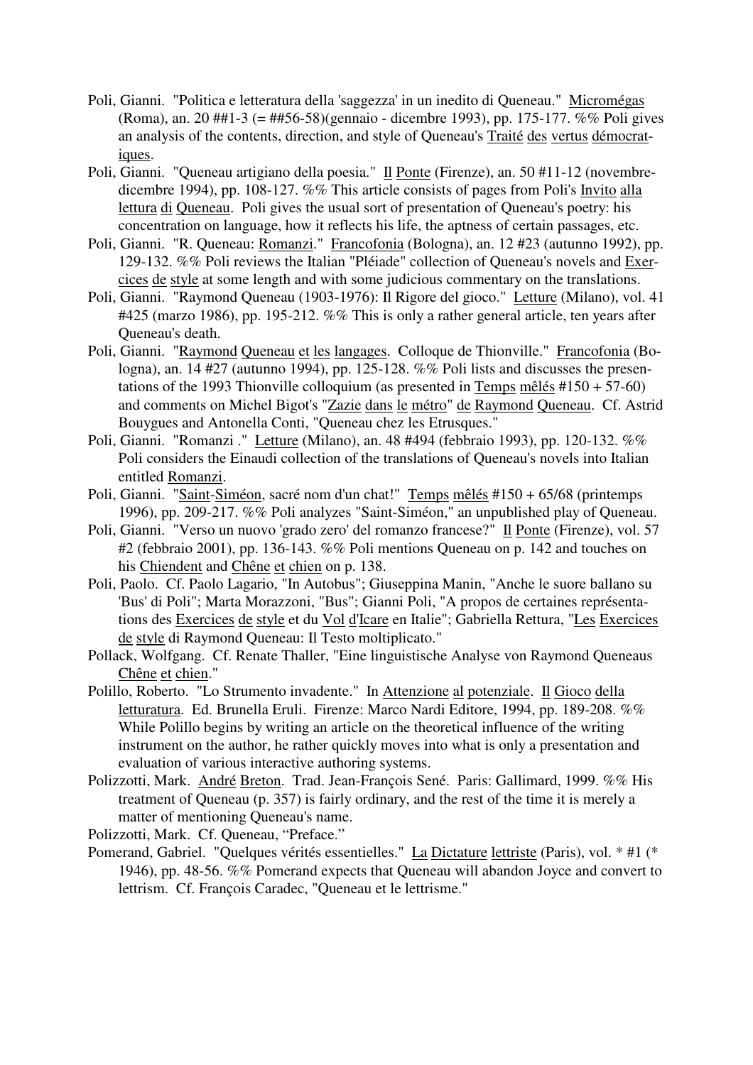Poli, Gianni. "Politica e letteratura della 'saggezza' in un inedito di Queneau." Micromégas (Roma), an. 20 ##1-3 (= ##56-58)(gennaio - dicembre 1993), pp. 175-177. %% Poli gives an analysis of the contents, direction, and style of Queneau's Traité des vertus démocratiques.

Poli, Gianni. "Queneau artigiano della poesia." Il Ponte (Firenze), an. 50 #11-12 (novembre-dicembre 1994), pp. 108-127. %% This article consists of pages from Poli's Invito alla lettura di Queneau. Poli gives the usual sort of presentation of Queneau's poetry: his concentration on language, how it reflects his life, the aptness of certain passages, etc.

Poli, Gianni. "R. Queneau: Romanzi." Francofonia (Bologna), an. 12 #23 (autunno 1992), pp. 129-132. %% Poli reviews the Italian "Pléiade" collection of Queneau's novels and Exercices de style at some length and with some judicious commentary on the translations.

Poli, Gianni. "Raymond Queneau (1903-1976): Il Rigore del gioco." Letture (Milano), vol. 41 #425 (marzo 1986), pp. 195-212. %% This is only a rather general article, ten years after Queneau's death.

Poli, Gianni. "Raymond Queneau et les langages. Colloque de Thionville." Francofonia (Bologna), an. 14 #27 (autunno 1994), pp. 125-128. %% Poli lists and discusses the presentations of the 1993 Thionville colloquium (as presented in Temps mêlés #150 + 57-60) and comments on Michel Bigot's "Zazie dans le métro" de Raymond Queneau. Cf. Astrid Bouygues and Antonella Conti, "Queneau chez les Etrusques."

Poli, Gianni. "Romanzi ." Letture (Milano), an. 48 #494 (febbraio 1993), pp. 120-132. %% Poli considers the Einaudi collection of the translations of Queneau's novels into Italian entitled Romanzi.

Poli, Gianni. "Saint-Siméon, sacré nom d'un chat!" Temps mêlés #150 + 65/68 (printemps 1996), pp. 209-217. %% Poli analyzes "Saint-Siméon," an unpublished play of Queneau.

Poli, Gianni. "Verso un nuovo 'grado zero' del romanzo francese?" Il Ponte (Firenze), vol. 57 #2 (febbraio 2001), pp. 136-143. %% Poli mentions Queneau on p. 142 and touches on his Chiendent and Chêne et chien on p. 138.

Poli, Paolo. Cf. Paolo Lagario, "In Autobus"; Giuseppina Manin, "Anche le suore ballano su 'Bus' di Poli"; Marta Morazzoni, "Bus"; Gianni Poli, "A propos de certaines représentations des Exercices de style et du Vol d'Icare en Italie"; Gabriella Rettura, "Les Exercices de style di Raymond Queneau: Il Testo moltiplicato."

Pollack, Wolfgang. Cf. Renate Thaller, "Eine linguistische Analyse von Raymond Queneaus Chêne et chien."

Polillo, Roberto. "Lo Strumento invadente." In Attenzione al potenziale. Il Gioco della letturatura. Ed. Brunella Eruli. Firenze: Marco Nardi Editore, 1994, pp. 189-208. %% While Polillo begins by writing an article on the theoretical influence of the writing instrument on the author, he rather quickly moves into what is only a presentation and evaluation of various interactive authoring systems.

Polizzotti, Mark. André Breton. Trad. Jean-François Sené. Paris: Gallimard, 1999. %% His treatment of Queneau (p. 357) is fairly ordinary, and the rest of the time it is merely a matter of mentioning Queneau's name.

Polizzotti, Mark. Cf. Queneau, "Preface."

Pomerand, Gabriel. "Quelques vérités essentielles." La Dictature lettriste (Paris), vol. * #1 (* 1946), pp. 48-56. %% Pomerand expects that Queneau will abandon Joyce and convert to lettrism. Cf. François Caradec, "Queneau et le lettrisme."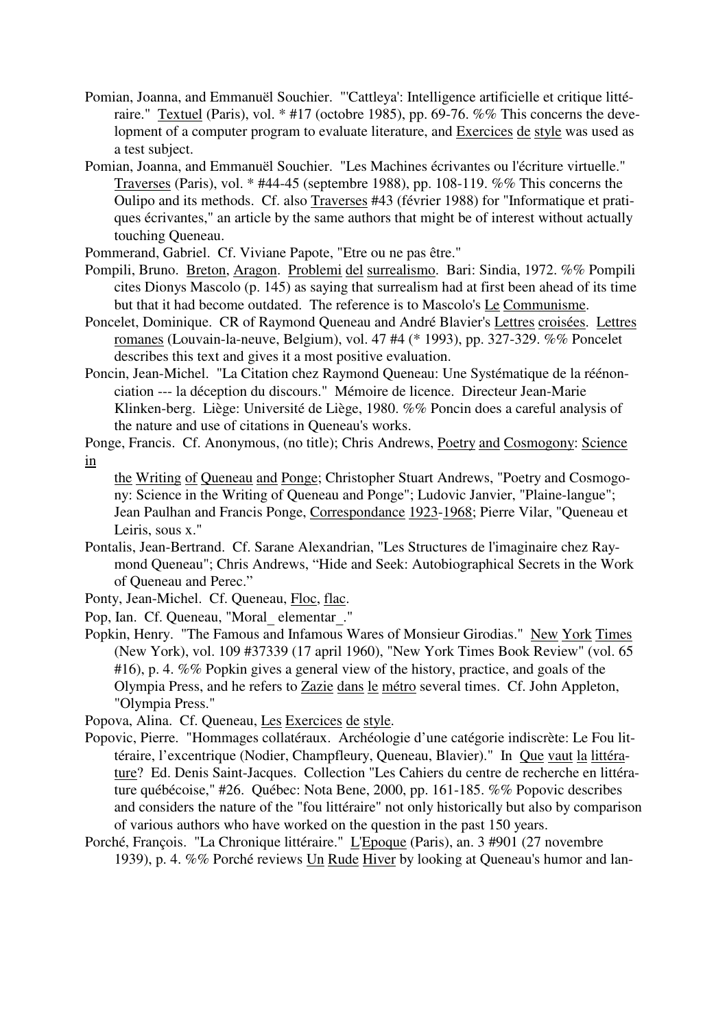Pomian, Joanna, and Emmanuël Souchier. "'Cattleya': Intelligence artificielle et critique littéraire." Textuel (Paris), vol. * #17 (octobre 1985), pp. 69-76. %% This concerns the development of a computer program to evaluate literature, and Exercices de style was used as a test subject.

Pomian, Joanna, and Emmanuël Souchier. "Les Machines écrivantes ou l'écriture virtuelle." Traverses (Paris), vol. * #44-45 (septembre 1988), pp. 108-119. %% This concerns the Oulipo and its methods. Cf. also Traverses #43 (février 1988) for "Informatique et pratiques écrivantes," an article by the same authors that might be of interest without actually touching Queneau.

Pommerand, Gabriel. Cf. Viviane Papote, "Etre ou ne pas être."

Pompili, Bruno. Breton, Aragon. Problemi del surrealismo. Bari: Sindia, 1972. %% Pompili cites Dionys Mascolo (p. 145) as saying that surrealism had at first been ahead of its time but that it had become outdated. The reference is to Mascolo's Le Communisme.

Poncelet, Dominique. CR of Raymond Queneau and André Blavier's Lettres croisées. Lettres romanes (Louvain-la-neuve, Belgium), vol. 47 #4 (* 1993), pp. 327-329. %% Poncelet describes this text and gives it a most positive evaluation.

Poncin, Jean-Michel. "La Citation chez Raymond Queneau: Une Systématique de la réénonciation --- la déception du discours." Mémoire de licence. Directeur Jean-Marie Klinken-berg. Liège: Université de Liège, 1980. %% Poncin does a careful analysis of the nature and use of citations in Queneau's works.

Ponge, Francis. Cf. Anonymous, (no title); Chris Andrews, Poetry and Cosmogony: Science in the Writing of Queneau and Ponge; Christopher Stuart Andrews, "Poetry and Cosmogony: Science in the Writing of Queneau and Ponge"; Ludovic Janvier, "Plaine-langue"; Jean Paulhan and Francis Ponge, Correspondance 1923-1968; Pierre Vilar, "Queneau et Leiris, sous x."

Pontalis, Jean-Bertrand. Cf. Sarane Alexandrian, "Les Structures de l'imaginaire chez Raymond Queneau"; Chris Andrews, "Hide and Seek: Autobiographical Secrets in the Work of Queneau and Perec."

Ponty, Jean-Michel. Cf. Queneau, Floc, flac.

Pop, Ian. Cf. Queneau, "Moral_ elementar_."

Popkin, Henry. "The Famous and Infamous Wares of Monsieur Girodias." New York Times (New York), vol. 109 #37339 (17 april 1960), "New York Times Book Review" (vol. 65 #16), p. 4. %% Popkin gives a general view of the history, practice, and goals of the Olympia Press, and he refers to Zazie dans le métro several times. Cf. John Appleton, "Olympia Press."

Popova, Alina. Cf. Queneau, Les Exercices de style.

Popovic, Pierre. "Hommages collatéraux. Archéologie d'une catégorie indiscrète: Le Fou littéraire, l'excentrique (Nodier, Champfleury, Queneau, Blavier)." In Que vaut la littérature? Ed. Denis Saint-Jacques. Collection "Les Cahiers du centre de recherche en littérature québécoise," #26. Québec: Nota Bene, 2000, pp. 161-185. %% Popovic describes and considers the nature of the "fou littéraire" not only historically but also by comparison of various authors who have worked on the question in the past 150 years.

Porché, François. "La Chronique littéraire." L'Epoque (Paris), an. 3 #901 (27 novembre 1939), p. 4. %% Porché reviews Un Rude Hiver by looking at Queneau's humor and lan-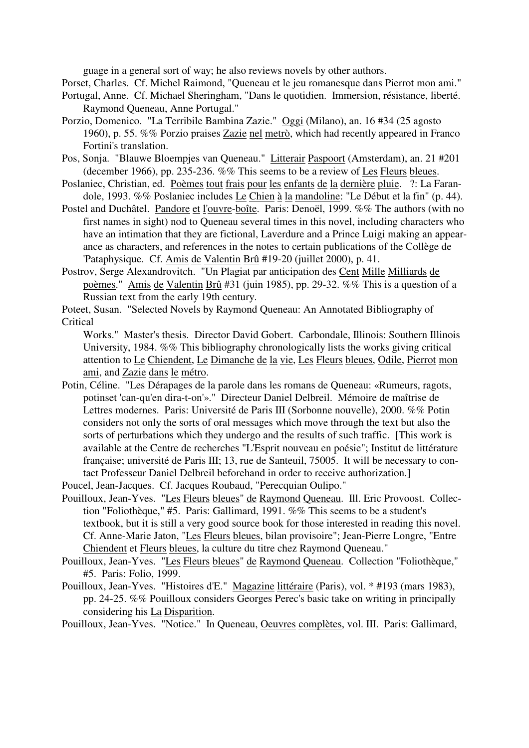guage in a general sort of way; he also reviews novels by other authors.

Porset, Charles. Cf. Michel Raimond, "Queneau et le jeu romanesque dans Pierrot mon ami."

Portugal, Anne. Cf. Michael Sheringham, "Dans le quotidien. Immersion, résistance, liberté. Raymond Queneau, Anne Portugal."

Porzio, Domenico. "La Terribile Bambina Zazie." Oggi (Milano), an. 16 #34 (25 agosto 1960), p. 55. %% Porzio praises Zazie nel metrò, which had recently appeared in Franco Fortini's translation.

Pos, Sonja. "Blauwe Bloempjes van Queneau." Litterair Paspoort (Amsterdam), an. 21 #201 (december 1966), pp. 235-236. %% This seems to be a review of Les Fleurs bleues.

Poslaniec, Christian, ed. Poèmes tout frais pour les enfants de la dernière pluie. ?: La Farandole, 1993. %% Poslaniec includes Le Chien à la mandoline: "Le Début et la fin" (p. 44).

Postel and Duchâtel. Pandore et l'ouvre-boîte. Paris: Denoël, 1999. %% The authors (with no first names in sight) nod to Queneau several times in this novel, including characters who have an intimation that they are fictional, Laverdure and a Prince Luigi making an appearance as characters, and references in the notes to certain publications of the Collège de 'Pataphysique. Cf. Amis de Valentin Brû #19-20 (juillet 2000), p. 41.

Postrov, Serge Alexandrovitch. "Un Plagiat par anticipation des Cent Mille Milliards de poèmes." Amis de Valentin Brû #31 (juin 1985), pp. 29-32. %% This is a question of a Russian text from the early 19th century.

Poteet, Susan. "Selected Novels by Raymond Queneau: An Annotated Bibliography of Critical Works." Master's thesis. Director David Gobert. Carbondale, Illinois: Southern Illinois University, 1984. %% This bibliography chronologically lists the works giving critical attention to Le Chiendent, Le Dimanche de la vie, Les Fleurs bleues, Odile, Pierrot mon ami, and Zazie dans le métro.

Potin, Céline. "Les Dérapages de la parole dans les romans de Queneau: «Rumeurs, ragots, potinset 'can-qu'en dira-t-on'»." Directeur Daniel Delbreil. Mémoire de maîtrise de Lettres modernes. Paris: Université de Paris III (Sorbonne nouvelle), 2000. %% Potin considers not only the sorts of oral messages which move through the text but also the sorts of perturbations which they undergo and the results of such traffic. [This work is available at the Centre de recherches "L'Esprit nouveau en poésie"; Institut de littérature française; université de Paris III; 13, rue de Santeuil, 75005. It will be necessary to contact Professeur Daniel Delbreil beforehand in order to receive authorization.]

Poucel, Jean-Jacques. Cf. Jacques Roubaud, "Perecquian Oulipo."

Pouilloux, Jean-Yves. "Les Fleurs bleues" de Raymond Queneau. Ill. Eric Provoost. Collection "Foliothèque," #5. Paris: Gallimard, 1991. %% This seems to be a student's textbook, but it is still a very good source book for those interested in reading this novel. Cf. Anne-Marie Jaton, "Les Fleurs bleues, bilan provisoire"; Jean-Pierre Longre, "Entre Chiendent et Fleurs bleues, la culture du titre chez Raymond Queneau."

Pouilloux, Jean-Yves. "Les Fleurs bleues" de Raymond Queneau. Collection "Foliothèque," #5. Paris: Folio, 1999.

Pouilloux, Jean-Yves. "Histoires d'E." Magazine littéraire (Paris), vol. * #193 (mars 1983), pp. 24-25. %% Pouilloux considers Georges Perec's basic take on writing in principally considering his La Disparition.

Pouilloux, Jean-Yves. "Notice." In Queneau, Oeuvres complètes, vol. III. Paris: Gallimard,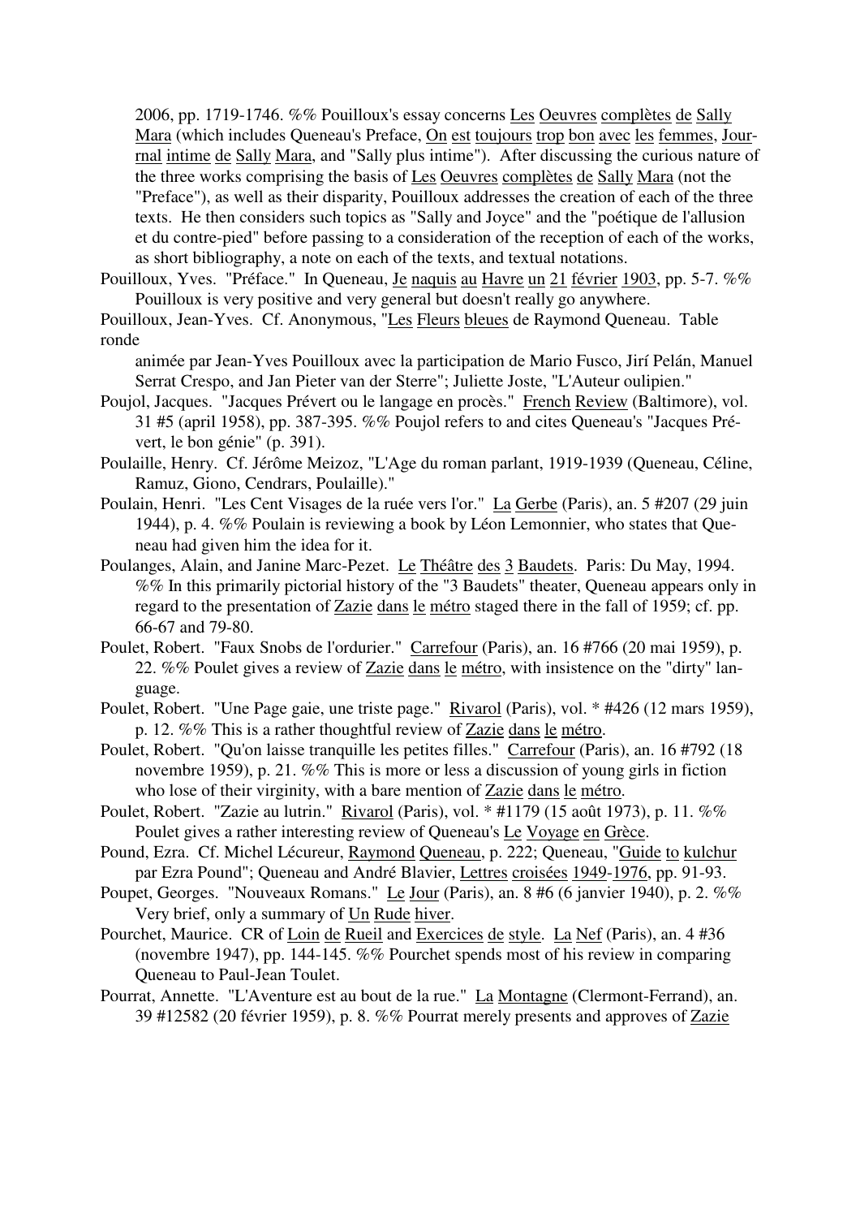2006, pp. 1719-1746. %% Pouilloux's essay concerns Les Oeuvres complètes de Sally Mara (which includes Queneau's Preface, On est toujours trop bon avec les femmes, Journal intime de Sally Mara, and "Sally plus intime"). After discussing the curious nature of the three works comprising the basis of Les Oeuvres complètes de Sally Mara (not the "Preface"), as well as their disparity, Pouilloux addresses the creation of each of the three texts. He then considers such topics as "Sally and Joyce" and the "poétique de l'allusion et du contre-pied" before passing to a consideration of the reception of each of the works, as short bibliography, a note on each of the texts, and textual notations.

Pouilloux, Yves. "Préface." In Queneau, Je naquis au Havre un 21 février 1903, pp. 5-7. %% Pouilloux is very positive and very general but doesn't really go anywhere.

Pouilloux, Jean-Yves. Cf. Anonymous, "Les Fleurs bleues de Raymond Queneau. Table ronde animée par Jean-Yves Pouilloux avec la participation de Mario Fusco, Jirí Pelán, Manuel Serrat Crespo, and Jan Pieter van der Sterre"; Juliette Joste, "L'Auteur oulipien."

Poujol, Jacques. "Jacques Prévert ou le langage en procès." French Review (Baltimore), vol. 31 #5 (april 1958), pp. 387-395. %% Poujol refers to and cites Queneau's "Jacques Prévert, le bon génie" (p. 391).

Poulaille, Henry. Cf. Jérôme Meizoz, "L'Age du roman parlant, 1919-1939 (Queneau, Céline, Ramuz, Giono, Cendrars, Poulaille)."

Poulain, Henri. "Les Cent Visages de la ruée vers l'or." La Gerbe (Paris), an. 5 #207 (29 juin 1944), p. 4. %% Poulain is reviewing a book by Léon Lemonnier, who states that Queneau had given him the idea for it.

Poulanges, Alain, and Janine Marc-Pezet. Le Théâtre des 3 Baudets. Paris: Du May, 1994. %% In this primarily pictorial history of the "3 Baudets" theater, Queneau appears only in regard to the presentation of Zazie dans le métro staged there in the fall of 1959; cf. pp. 66-67 and 79-80.

Poulet, Robert. "Faux Snobs de l'ordurier." Carrefour (Paris), an. 16 #766 (20 mai 1959), p. 22. %% Poulet gives a review of Zazie dans le métro, with insistence on the "dirty" language.

Poulet, Robert. "Une Page gaie, une triste page." Rivarol (Paris), vol. * #426 (12 mars 1959), p. 12. %% This is a rather thoughtful review of Zazie dans le métro.

Poulet, Robert. "Qu'on laisse tranquille les petites filles." Carrefour (Paris), an. 16 #792 (18 novembre 1959), p. 21. %% This is more or less a discussion of young girls in fiction who lose of their virginity, with a bare mention of Zazie dans le métro.

Poulet, Robert. "Zazie au lutrin." Rivarol (Paris), vol. * #1179 (15 août 1973), p. 11. %% Poulet gives a rather interesting review of Queneau's Le Voyage en Grèce.

Pound, Ezra. Cf. Michel Lécureur, Raymond Queneau, p. 222; Queneau, "Guide to kulchur par Ezra Pound"; Queneau and André Blavier, Lettres croisées 1949-1976, pp. 91-93.

Poupet, Georges. "Nouveaux Romans." Le Jour (Paris), an. 8 #6 (6 janvier 1940), p. 2. %% Very brief, only a summary of Un Rude hiver.

Pourchet, Maurice. CR of Loin de Rueil and Exercices de style. La Nef (Paris), an. 4 #36 (novembre 1947), pp. 144-145. %% Pourchet spends most of his review in comparing Queneau to Paul-Jean Toulet.

Pourrat, Annette. "L'Aventure est au bout de la rue." La Montagne (Clermont-Ferrand), an. 39 #12582 (20 février 1959), p. 8. %% Pourrat merely presents and approves of Zazie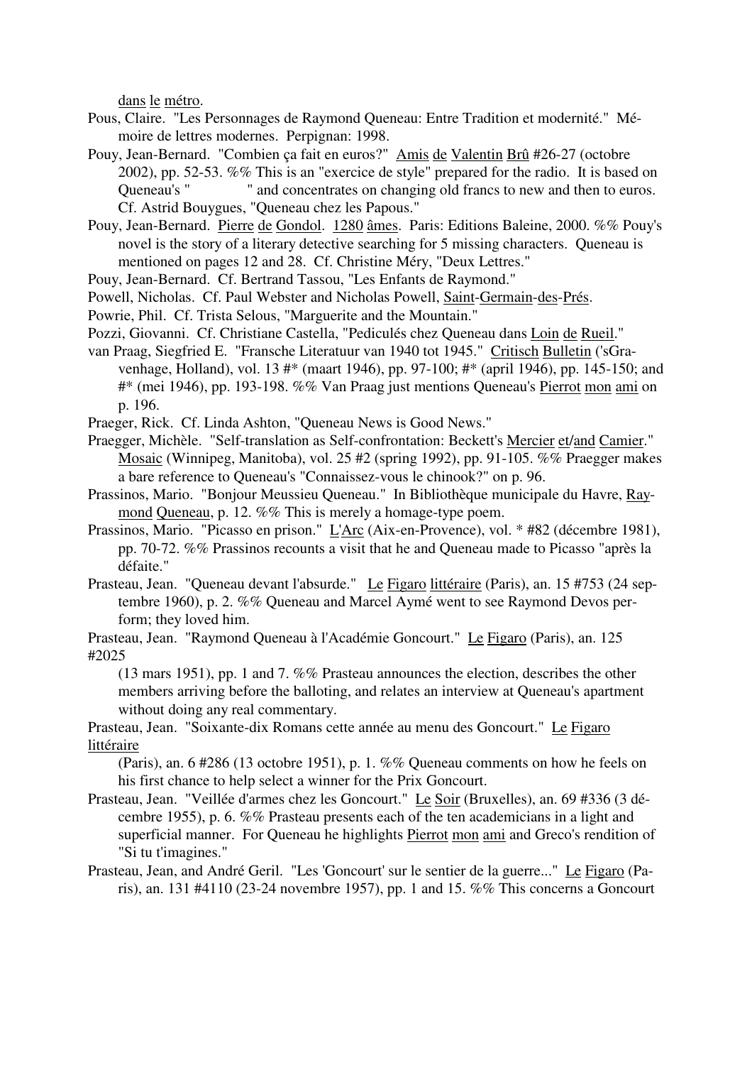dans le métro.

Pous, Claire. "Les Personnages de Raymond Queneau: Entre Tradition et modernité." Mémoire de lettres modernes. Perpignan: 1998.

Pouy, Jean-Bernard. "Combien ça fait en euros?" Amis de Valentin Brû #26-27 (octobre 2002), pp. 52-53. %% This is an "exercice de style" prepared for the radio. It is based on Queneau's "              " and concentrates on changing old francs to new and then to euros. Cf. Astrid Bouygues, "Queneau chez les Papous."

Pouy, Jean-Bernard. Pierre de Gondol. 1280 âmes. Paris: Editions Baleine, 2000. %% Pouy's novel is the story of a literary detective searching for 5 missing characters. Queneau is mentioned on pages 12 and 28. Cf. Christine Méry, "Deux Lettres."

Pouy, Jean-Bernard. Cf. Bertrand Tassou, "Les Enfants de Raymond."

Powell, Nicholas. Cf. Paul Webster and Nicholas Powell, Saint-Germain-des-Prés.

Powrie, Phil. Cf. Trista Selous, "Marguerite and the Mountain."

Pozzi, Giovanni. Cf. Christiane Castella, "Pediculés chez Queneau dans Loin de Rueil."

van Praag, Siegfried E. "Fransche Literatuur van 1940 tot 1945." Critisch Bulletin ('sGravenhage, Holland), vol. 13 #* (maart 1946), pp. 97-100; #* (april 1946), pp. 145-150; and #* (mei 1946), pp. 193-198. %% Van Praag just mentions Queneau's Pierrot mon ami on p. 196.

Praeger, Rick. Cf. Linda Ashton, "Queneau News is Good News."

Praegger, Michèle. "Self-translation as Self-confrontation: Beckett's Mercier et/and Camier." Mosaic (Winnipeg, Manitoba), vol. 25 #2 (spring 1992), pp. 91-105. %% Praegger makes a bare reference to Queneau's "Connaissez-vous le chinook?" on p. 96.

Prassinos, Mario. "Bonjour Meussieu Queneau." In Bibliothèque municipale du Havre, Raymond Queneau, p. 12. %% This is merely a homage-type poem.

Prassinos, Mario. "Picasso en prison." L'Arc (Aix-en-Provence), vol. * #82 (décembre 1981), pp. 70-72. %% Prassinos recounts a visit that he and Queneau made to Picasso "après la défaite."

Prasteau, Jean. "Queneau devant l'absurde." Le Figaro littéraire (Paris), an. 15 #753 (24 septembre 1960), p. 2. %% Queneau and Marcel Aymé went to see Raymond Devos perform; they loved him.

Prasteau, Jean. "Raymond Queneau à l'Académie Goncourt." Le Figaro (Paris), an. 125 #2025 (13 mars 1951), pp. 1 and 7. %% Prasteau announces the election, describes the other members arriving before the balloting, and relates an interview at Queneau's apartment without doing any real commentary.

Prasteau, Jean. "Soixante-dix Romans cette année au menu des Goncourt." Le Figaro littéraire (Paris), an. 6 #286 (13 octobre 1951), p. 1. %% Queneau comments on how he feels on his first chance to help select a winner for the Prix Goncourt.

Prasteau, Jean. "Veillée d'armes chez les Goncourt." Le Soir (Bruxelles), an. 69 #336 (3 décembre 1955), p. 6. %% Prasteau presents each of the ten academicians in a light and superficial manner. For Queneau he highlights Pierrot mon ami and Greco's rendition of "Si tu t'imagines."

Prasteau, Jean, and André Geril. "Les 'Goncourt' sur le sentier de la guerre..." Le Figaro (Paris), an. 131 #4110 (23-24 novembre 1957), pp. 1 and 15. %% This concerns a Goncourt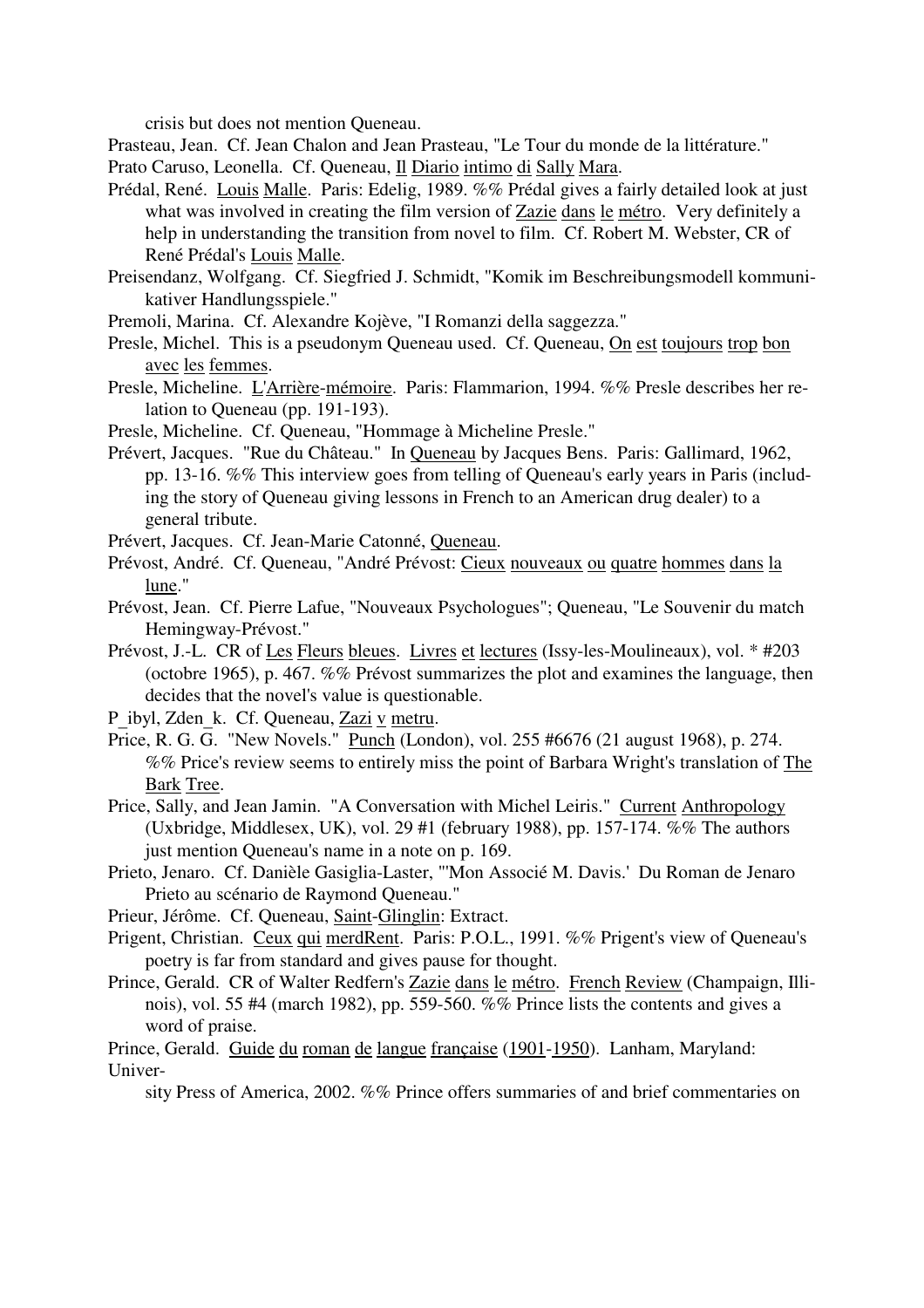crisis but does not mention Queneau.

Prasteau, Jean. Cf. Jean Chalon and Jean Prasteau, "Le Tour du monde de la littérature."

Prato Caruso, Leonella. Cf. Queneau, Il Diario intimo di Sally Mara.

Prédal, René. Louis Malle. Paris: Edelig, 1989. %% Prédal gives a fairly detailed look at just what was involved in creating the film version of Zazie dans le métro. Very definitely a help in understanding the transition from novel to film. Cf. Robert M. Webster, CR of René Prédal's Louis Malle.

Preisendanz, Wolfgang. Cf. Siegfried J. Schmidt, "Komik im Beschreibungsmodell kommunikativer Handlungsspiele."

Premoli, Marina. Cf. Alexandre Kojève, "I Romanzi della saggezza."

Presle, Michel. This is a pseudonym Queneau used. Cf. Queneau, On est toujours trop bon avec les femmes.

Presle, Micheline. L'Arrière-mémoire. Paris: Flammarion, 1994. %% Presle describes her relation to Queneau (pp. 191-193).

Presle, Micheline. Cf. Queneau, "Hommage à Micheline Presle."

Prévert, Jacques. "Rue du Château." In Queneau by Jacques Bens. Paris: Gallimard, 1962, pp. 13-16. %% This interview goes from telling of Queneau's early years in Paris (including the story of Queneau giving lessons in French to an American drug dealer) to a general tribute.

Prévert, Jacques. Cf. Jean-Marie Catonné, Queneau.

Prévost, André. Cf. Queneau, "André Prévost: Cieux nouveaux ou quatre hommes dans la lune."

Prévost, Jean. Cf. Pierre Lafue, "Nouveaux Psychologues"; Queneau, "Le Souvenir du match Hemingway-Prévost."

Prévost, J.-L. CR of Les Fleurs bleues. Livres et lectures (Issy-les-Moulineaux), vol. * #203 (octobre 1965), p. 467. %% Prévost summarizes the plot and examines the language, then decides that the novel's value is questionable.

P_ibyl, Zden_k. Cf. Queneau, Zazi v metru.

Price, R. G. G. "New Novels." Punch (London), vol. 255 #6676 (21 august 1968), p. 274. %% Price's review seems to entirely miss the point of Barbara Wright's translation of The Bark Tree.

Price, Sally, and Jean Jamin. "A Conversation with Michel Leiris." Current Anthropology (Uxbridge, Middlesex, UK), vol. 29 #1 (february 1988), pp. 157-174. %% The authors just mention Queneau's name in a note on p. 169.

Prieto, Jenaro. Cf. Danièle Gasiglia-Laster, "'Mon Associé M. Davis.' Du Roman de Jenaro Prieto au scénario de Raymond Queneau."

Prieur, Jérôme. Cf. Queneau, Saint-Glinglin: Extract.

Prigent, Christian. Ceux qui merdRent. Paris: P.O.L., 1991. %% Prigent's view of Queneau's poetry is far from standard and gives pause for thought.

Prince, Gerald. CR of Walter Redfern's Zazie dans le métro. French Review (Champaign, Illinois), vol. 55 #4 (march 1982), pp. 559-560. %% Prince lists the contents and gives a word of praise.

Prince, Gerald. Guide du roman de langue française (1901-1950). Lanham, Maryland: University Press of America, 2002. %% Prince offers summaries of and brief commentaries on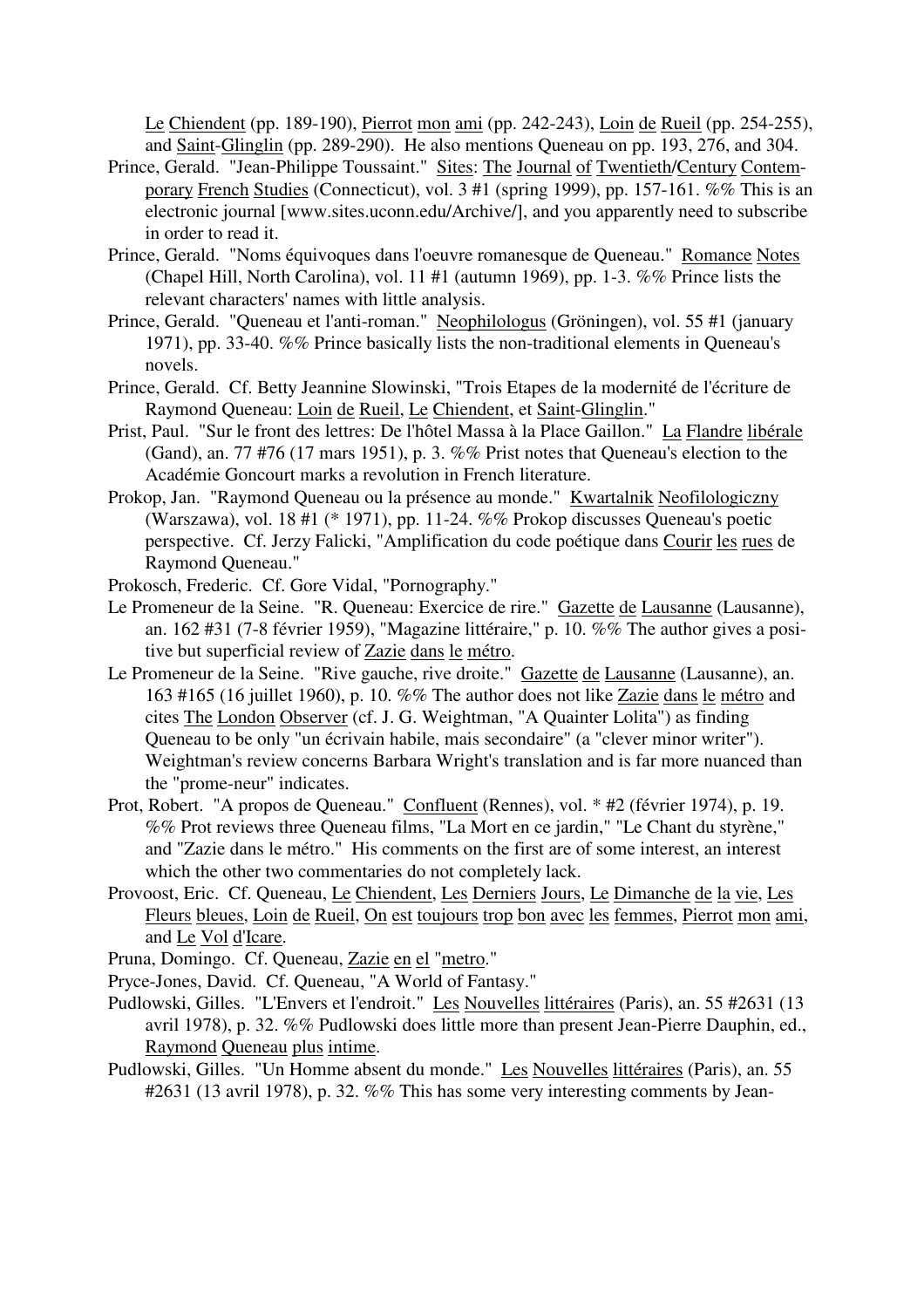Le Chiendent (pp. 189-190), Pierrot mon ami (pp. 242-243), Loin de Rueil (pp. 254-255), and Saint-Glinglin (pp. 289-290). He also mentions Queneau on pp. 193, 276, and 304.

Prince, Gerald. "Jean-Philippe Toussaint." Sites: The Journal of Twentieth/Century Contemporary French Studies (Connecticut), vol. 3 #1 (spring 1999), pp. 157-161. %% This is an electronic journal [www.sites.uconn.edu/Archive/], and you apparently need to subscribe in order to read it.

Prince, Gerald. "Noms équivoques dans l'oeuvre romanesque de Queneau." Romance Notes (Chapel Hill, North Carolina), vol. 11 #1 (autumn 1969), pp. 1-3. %% Prince lists the relevant characters' names with little analysis.

Prince, Gerald. "Queneau et l'anti-roman." Neophilologus (Gröningen), vol. 55 #1 (january 1971), pp. 33-40. %% Prince basically lists the non-traditional elements in Queneau's novels.

Prince, Gerald. Cf. Betty Jeannine Slowinski, "Trois Etapes de la modernité de l'écriture de Raymond Queneau: Loin de Rueil, Le Chiendent, et Saint-Glinglin."

Prist, Paul. "Sur le front des lettres: De l'hôtel Massa à la Place Gaillon." La Flandre libérale (Gand), an. 77 #76 (17 mars 1951), p. 3. %% Prist notes that Queneau's election to the Académie Goncourt marks a revolution in French literature.

Prokop, Jan. "Raymond Queneau ou la présence au monde." Kwartalnik Neofilologiczny (Warszawa), vol. 18 #1 (* 1971), pp. 11-24. %% Prokop discusses Queneau's poetic perspective. Cf. Jerzy Falicki, "Amplification du code poétique dans Courir les rues de Raymond Queneau."

Prokosch, Frederic. Cf. Gore Vidal, "Pornography."

Le Promeneur de la Seine. "R. Queneau: Exercice de rire." Gazette de Lausanne (Lausanne), an. 162 #31 (7-8 février 1959), "Magazine littéraire," p. 10. %% The author gives a positive but superficial review of Zazie dans le métro.

Le Promeneur de la Seine. "Rive gauche, rive droite." Gazette de Lausanne (Lausanne), an. 163 #165 (16 juillet 1960), p. 10. %% The author does not like Zazie dans le métro and cites The London Observer (cf. J. G. Weightman, "A Quainter Lolita") as finding Queneau to be only "un écrivain habile, mais secondaire" (a "clever minor writer"). Weightman's review concerns Barbara Wright's translation and is far more nuanced than the "prome-neur" indicates.

Prot, Robert. "A propos de Queneau." Confluent (Rennes), vol. * #2 (février 1974), p. 19. %% Prot reviews three Queneau films, "La Mort en ce jardin," "Le Chant du styrène," and "Zazie dans le métro." His comments on the first are of some interest, an interest which the other two commentaries do not completely lack.

Provoost, Eric. Cf. Queneau, Le Chiendent, Les Derniers Jours, Le Dimanche de la vie, Les Fleurs bleues, Loin de Rueil, On est toujours trop bon avec les femmes, Pierrot mon ami, and Le Vol d'Icare.

Pruna, Domingo. Cf. Queneau, Zazie en el "metro."

Pryce-Jones, David. Cf. Queneau, "A World of Fantasy."

Pudlowski, Gilles. "L'Envers et l'endroit." Les Nouvelles littéraires (Paris), an. 55 #2631 (13 avril 1978), p. 32. %% Pudlowski does little more than present Jean-Pierre Dauphin, ed., Raymond Queneau plus intime.

Pudlowski, Gilles. "Un Homme absent du monde." Les Nouvelles littéraires (Paris), an. 55 #2631 (13 avril 1978), p. 32. %% This has some very interesting comments by Jean-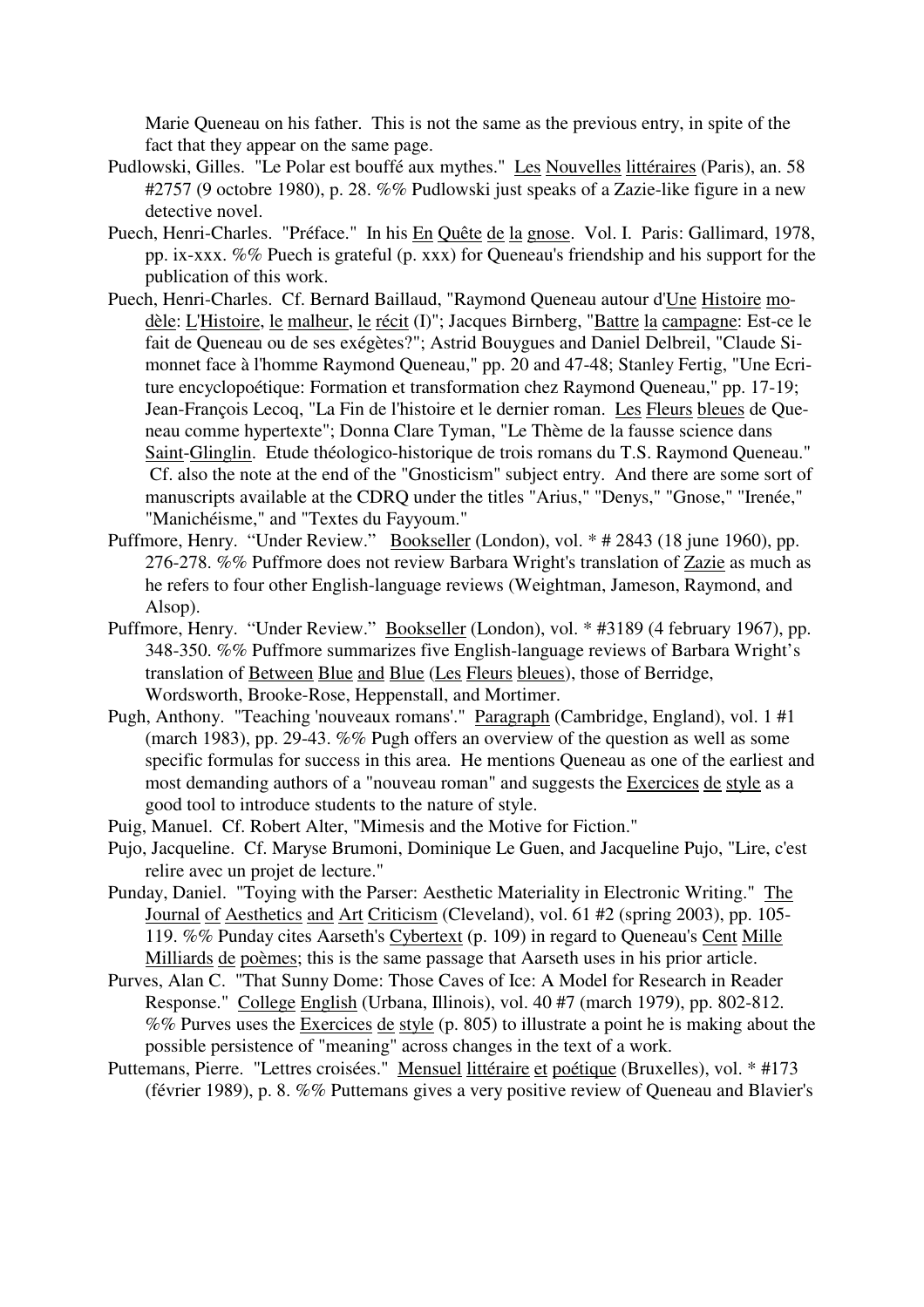Marie Queneau on his father. This is not the same as the previous entry, in spite of the fact that they appear on the same page.

Pudlowski, Gilles. "Le Polar est bouffé aux mythes." Les Nouvelles littéraires (Paris), an. 58 #2757 (9 octobre 1980), p. 28. %% Pudlowski just speaks of a Zazie-like figure in a new detective novel.

Puech, Henri-Charles. "Préface." In his En Quête de la gnose. Vol. I. Paris: Gallimard, 1978, pp. ix-xxx. %% Puech is grateful (p. xxx) for Queneau's friendship and his support for the publication of this work.

Puech, Henri-Charles. Cf. Bernard Baillaud, "Raymond Queneau autour d'Une Histoire modèle: L'Histoire, le malheur, le récit (I)"; Jacques Birnberg, "Battre la campagne: Est-ce le fait de Queneau ou de ses exégètes?"; Astrid Bouygues and Daniel Delbreil, "Claude Simonnet face à l'homme Raymond Queneau," pp. 20 and 47-48; Stanley Fertig, "Une Ecriture encyclopoétique: Formation et transformation chez Raymond Queneau," pp. 17-19; Jean-François Lecoq, "La Fin de l'histoire et le dernier roman. Les Fleurs bleues de Queneau comme hypertexte"; Donna Clare Tyman, "Le Thème de la fausse science dans Saint-Glinglin. Etude théologico-historique de trois romans du T.S. Raymond Queneau." Cf. also the note at the end of the "Gnosticism" subject entry. And there are some sort of manuscripts available at the CDRQ under the titles "Arius," "Denys," "Gnose," "Irenée," "Manichéisme," and "Textes du Fayyoum."

Puffmore, Henry. "Under Review." Bookseller (London), vol. * # 2843 (18 june 1960), pp. 276-278. %% Puffmore does not review Barbara Wright's translation of Zazie as much as he refers to four other English-language reviews (Weightman, Jameson, Raymond, and Alsop).

Puffmore, Henry. "Under Review." Bookseller (London), vol. * #3189 (4 february 1967), pp. 348-350. %% Puffmore summarizes five English-language reviews of Barbara Wright's translation of Between Blue and Blue (Les Fleurs bleues), those of Berridge, Wordsworth, Brooke-Rose, Heppenstall, and Mortimer.

Pugh, Anthony. "Teaching 'nouveaux romans'." Paragraph (Cambridge, England), vol. 1 #1 (march 1983), pp. 29-43. %% Pugh offers an overview of the question as well as some specific formulas for success in this area. He mentions Queneau as one of the earliest and most demanding authors of a "nouveau roman" and suggests the Exercices de style as a good tool to introduce students to the nature of style.

Puig, Manuel. Cf. Robert Alter, "Mimesis and the Motive for Fiction."

Pujo, Jacqueline. Cf. Maryse Brumoni, Dominique Le Guen, and Jacqueline Pujo, "Lire, c'est relire avec un projet de lecture."

Punday, Daniel. "Toying with the Parser: Aesthetic Materiality in Electronic Writing." The Journal of Aesthetics and Art Criticism (Cleveland), vol. 61 #2 (spring 2003), pp. 105-119. %% Punday cites Aarseth's Cybertext (p. 109) in regard to Queneau's Cent Mille Milliards de poèmes; this is the same passage that Aarseth uses in his prior article.

Purves, Alan C. "That Sunny Dome: Those Caves of Ice: A Model for Research in Reader Response." College English (Urbana, Illinois), vol. 40 #7 (march 1979), pp. 802-812. %% Purves uses the Exercices de style (p. 805) to illustrate a point he is making about the possible persistence of "meaning" across changes in the text of a work.

Puttemans, Pierre. "Lettres croisées." Mensuel littéraire et poétique (Bruxelles), vol. * #173 (février 1989), p. 8. %% Puttemans gives a very positive review of Queneau and Blavier's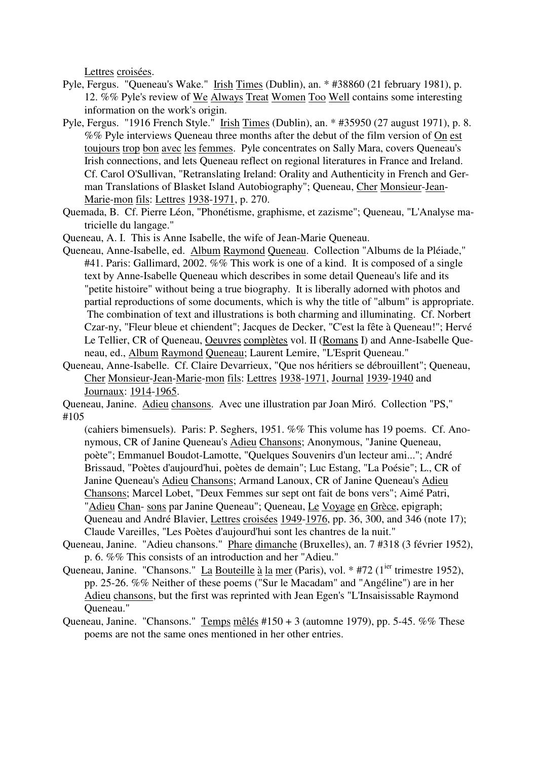Lettres croisées.

Pyle, Fergus. "Queneau's Wake." Irish Times (Dublin), an. * #38860 (21 february 1981), p. 12. %% Pyle's review of We Always Treat Women Too Well contains some interesting information on the work's origin.

Pyle, Fergus. "1916 French Style." Irish Times (Dublin), an. * #35950 (27 august 1971), p. 8. %% Pyle interviews Queneau three months after the debut of the film version of On est toujours trop bon avec les femmes. Pyle concentrates on Sally Mara, covers Queneau's Irish connections, and lets Queneau reflect on regional literatures in France and Ireland. Cf. Carol O'Sullivan, "Retranslating Ireland: Orality and Authenticity in French and German Translations of Blasket Island Autobiography"; Queneau, Cher Monsieur-Jean-Marie-mon fils: Lettres 1938-1971, p. 270.

Quemada, B. Cf. Pierre Léon, "Phonétisme, graphisme, et zazisme"; Queneau, "L'Analyse matricielle du langage."

Queneau, A. I. This is Anne Isabelle, the wife of Jean-Marie Queneau.

Queneau, Anne-Isabelle, ed. Album Raymond Queneau. Collection "Albums de la Pléiade," #41. Paris: Gallimard, 2002. %% This work is one of a kind. It is composed of a single text by Anne-Isabelle Queneau which describes in some detail Queneau's life and its "petite histoire" without being a true biography. It is liberally adorned with photos and partial reproductions of some documents, which is why the title of "album" is appropriate. The combination of text and illustrations is both charming and illuminating. Cf. Norbert Czar-ny, "Fleur bleue et chiendent"; Jacques de Decker, "C'est la fête à Queneau!"; Hervé Le Tellier, CR of Queneau, Oeuvres complètes vol. II (Romans I) and Anne-Isabelle Queneau, ed., Album Raymond Queneau; Laurent Lemire, "L'Esprit Queneau."

Queneau, Anne-Isabelle. Cf. Claire Devarrieux, "Que nos héritiers se débrouillent"; Queneau, Cher Monsieur-Jean-Marie-mon fils: Lettres 1938-1971, Journal 1939-1940 and Journaux: 1914-1965.

Queneau, Janine. Adieu chansons. Avec une illustration par Joan Miró. Collection "PS," #105 (cahiers bimensuels). Paris: P. Seghers, 1951. %% This volume has 19 poems. Cf. Anonymous, CR of Janine Queneau's Adieu Chansons; Anonymous, "Janine Queneau, poète"; Emmanuel Boudot-Lamotte, "Quelques Souvenirs d'un lecteur ami..."; André Brissaud, "Poètes d'aujourd'hui, poètes de demain"; Luc Estang, "La Poésie"; L., CR of Janine Queneau's Adieu Chansons; Armand Lanoux, CR of Janine Queneau's Adieu Chansons; Marcel Lobet, "Deux Femmes sur sept ont fait de bons vers"; Aimé Patri, "Adieu Chan- sons par Janine Queneau"; Queneau, Le Voyage en Grèce, epigraph; Queneau and André Blavier, Lettres croisées 1949-1976, pp. 36, 300, and 346 (note 17); Claude Vareilles, "Les Poètes d'aujourd'hui sont les chantres de la nuit."

Queneau, Janine. "Adieu chansons." Phare dimanche (Bruxelles), an. 7 #318 (3 février 1952), p. 6. %% This consists of an introduction and her "Adieu."

Queneau, Janine. "Chansons." La Bouteille à la mer (Paris), vol. * #72 (1ier trimestre 1952), pp. 25-26. %% Neither of these poems ("Sur le Macadam" and "Angéline") are in her Adieu chansons, but the first was reprinted with Jean Egen's "L'Insaisissable Raymond Queneau."

Queneau, Janine. "Chansons." Temps mêlés #150 + 3 (automne 1979), pp. 5-45. %% These poems are not the same ones mentioned in her other entries.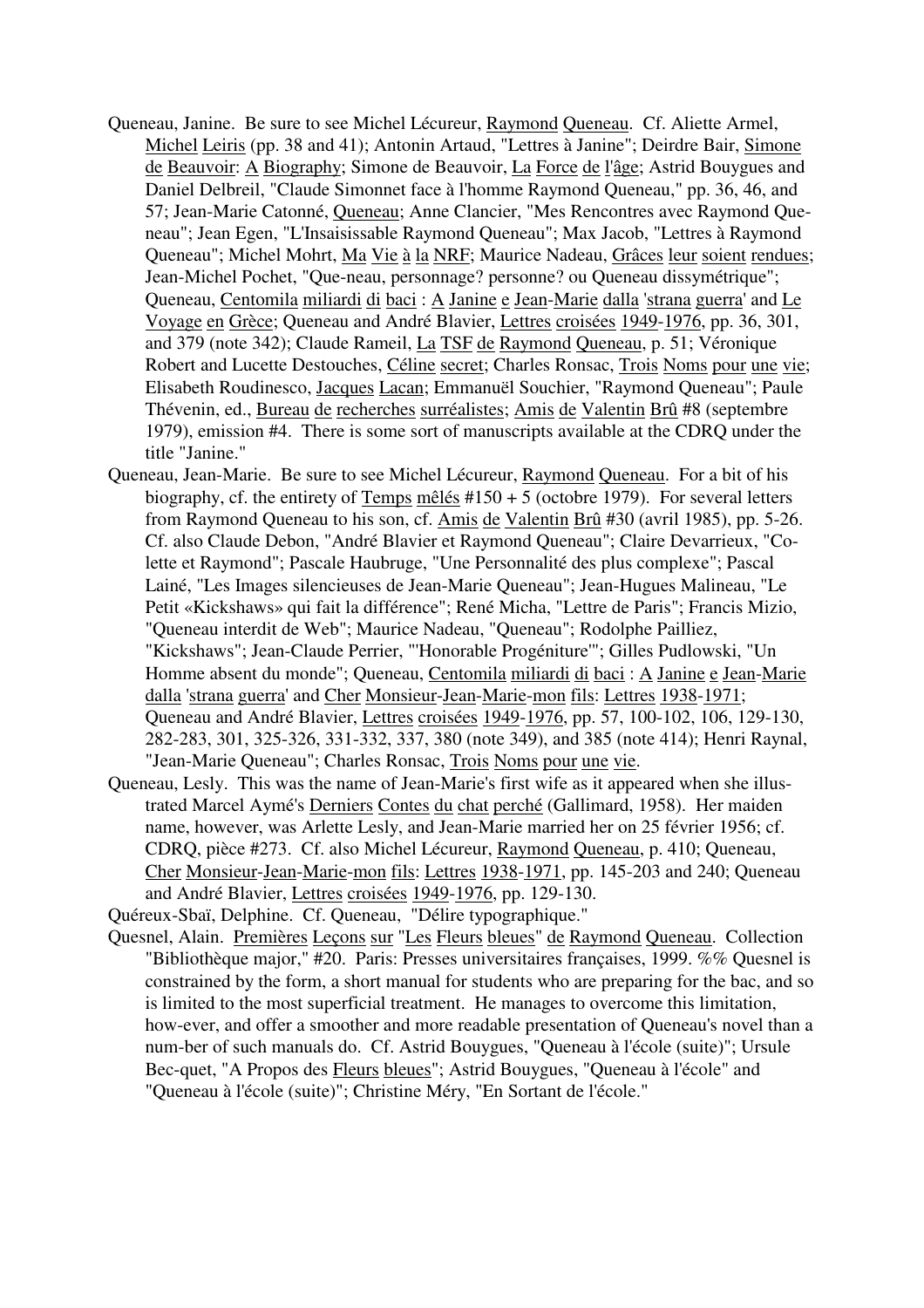Queneau, Janine. Be sure to see Michel Lécureur, Raymond Queneau. Cf. Aliette Armel, Michel Leiris (pp. 38 and 41); Antonin Artaud, "Lettres à Janine"; Deirdre Bair, Simone de Beauvoir: A Biography; Simone de Beauvoir, La Force de l'âge; Astrid Bouygues and Daniel Delbreil, "Claude Simonnet face à l'homme Raymond Queneau," pp. 36, 46, and 57; Jean-Marie Catonné, Queneau; Anne Clancier, "Mes Rencontres avec Raymond Queneau"; Jean Egen, "L'Insaisissable Raymond Queneau"; Max Jacob, "Lettres à Raymond Queneau"; Michel Mohrt, Ma Vie à la NRF; Maurice Nadeau, Grâces leur soient rendues; Jean-Michel Pochet, "Que-neau, personnage? personne? ou Queneau dissymétrique"; Queneau, Centomila miliardi di baci : A Janine e Jean-Marie dalla 'strana guerra' and Le Voyage en Grèce; Queneau and André Blavier, Lettres croisées 1949-1976, pp. 36, 301, and 379 (note 342); Claude Rameil, La TSF de Raymond Queneau, p. 51; Véronique Robert and Lucette Destouches, Céline secret; Charles Ronsac, Trois Noms pour une vie; Elisabeth Roudinesco, Jacques Lacan; Emmanuël Souchier, "Raymond Queneau"; Paule Thévenin, ed., Bureau de recherches surréalistes; Amis de Valentin Brû #8 (septembre 1979), emission #4. There is some sort of manuscripts available at the CDRQ under the title "Janine."

Queneau, Jean-Marie. Be sure to see Michel Lécureur, Raymond Queneau. For a bit of his biography, cf. the entirety of Temps mêlés #150 + 5 (octobre 1979). For several letters from Raymond Queneau to his son, cf. Amis de Valentin Brû #30 (avril 1985), pp. 5-26. Cf. also Claude Debon, "André Blavier et Raymond Queneau"; Claire Devarrieux, "Colette et Raymond"; Pascale Haubruge, "Une Personnalité des plus complexe"; Pascal Lainé, "Les Images silencieuses de Jean-Marie Queneau"; Jean-Hugues Malineau, "Le Petit «Kickshaws» qui fait la différence"; René Micha, "Lettre de Paris"; Francis Mizio, "Queneau interdit de Web"; Maurice Nadeau, "Queneau"; Rodolphe Pailliez, "Kickshaws"; Jean-Claude Perrier, "'Honorable Progéniture'"; Gilles Pudlowski, "Un Homme absent du monde"; Queneau, Centomila miliardi di baci : A Janine e Jean-Marie dalla 'strana guerra' and Cher Monsieur-Jean-Marie-mon fils: Lettres 1938-1971; Queneau and André Blavier, Lettres croisées 1949-1976, pp. 57, 100-102, 106, 129-130, 282-283, 301, 325-326, 331-332, 337, 380 (note 349), and 385 (note 414); Henri Raynal, "Jean-Marie Queneau"; Charles Ronsac, Trois Noms pour une vie.

Queneau, Lesly. This was the name of Jean-Marie's first wife as it appeared when she illustrated Marcel Aymé's Derniers Contes du chat perché (Gallimard, 1958). Her maiden name, however, was Arlette Lesly, and Jean-Marie married her on 25 février 1956; cf. CDRQ, pièce #273. Cf. also Michel Lécureur, Raymond Queneau, p. 410; Queneau, Cher Monsieur-Jean-Marie-mon fils: Lettres 1938-1971, pp. 145-203 and 240; Queneau and André Blavier, Lettres croisées 1949-1976, pp. 129-130.

Quéreux-Sbaï, Delphine. Cf. Queneau, "Délire typographique."

Quesnel, Alain. Premières Leçons sur "Les Fleurs bleues" de Raymond Queneau. Collection "Bibliothèque major," #20. Paris: Presses universitaires françaises, 1999. %% Quesnel is constrained by the form, a short manual for students who are preparing for the bac, and so is limited to the most superficial treatment. He manages to overcome this limitation, how-ever, and offer a smoother and more readable presentation of Queneau's novel than a num-ber of such manuals do. Cf. Astrid Bouygues, "Queneau à l'école (suite)"; Ursule Bec-quet, "A Propos des Fleurs bleues"; Astrid Bouygues, "Queneau à l'école" and "Queneau à l'école (suite)"; Christine Méry, "En Sortant de l'école."